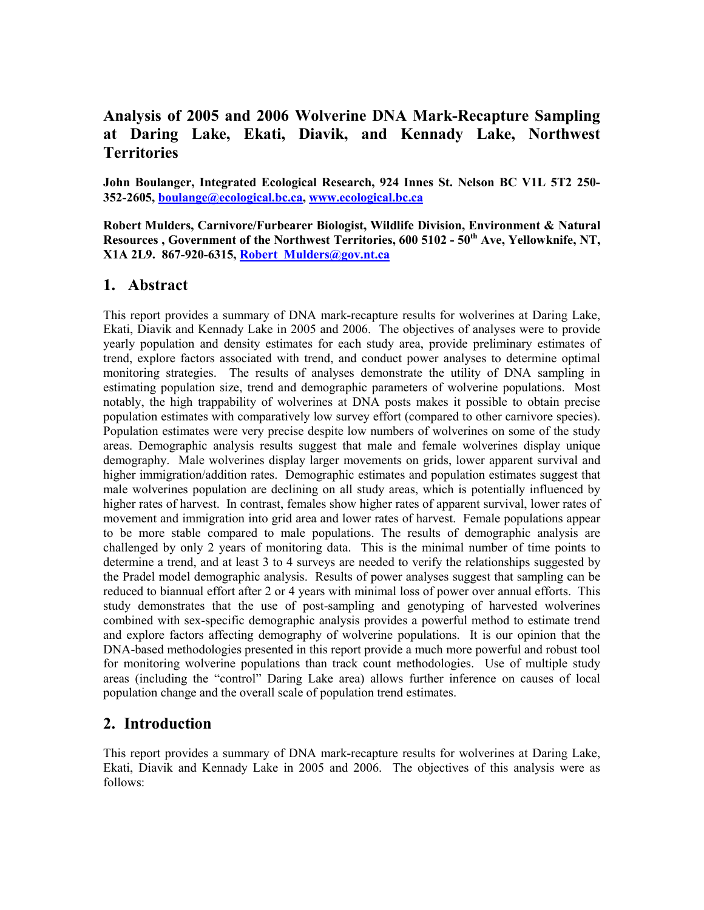# Analysis of 2005 and 2006 Wolverine DNA Mark-Recapture Sampling at Daring Lake, Ekati, Diavik, and Kennady Lake, Northwest Territories

**John Boulanger, Integrated Ecological Research, 924 Innes St. Nelson BC V1L 5T2 250-352-2605, boulange@ecological.bc.ca, www.ecological.bc.ca**

**Robert Mulders, Carnivore/Furbearer Biologist, Wildlife Division, Environment & Natural Resources , Government of the Northwest Territories, 600 5102 - 50th Ave, Yellowknife, NT, X1A 2L9. 867-920-6315, Robert_Mulders@gov.nt.ca**

## 1. Abstract

This report provides a summary of DNA mark-recapture results for wolverines at Daring Lake, Ekati, Diavik and Kennady Lake in 2005 and 2006. The objectives of analyses were to provide yearly population and density estimates for each study area, provide preliminary estimates of trend, explore factors associated with trend, and conduct power analyses to determine optimal monitoring strategies. The results of analyses demonstrate the utility of DNA sampling in estimating population size, trend and demographic parameters of wolverine populations. Most notably, the high trappability of wolverines at DNA posts makes it possible to obtain precise population estimates with comparatively low survey effort (compared to other carnivore species). Population estimates were very precise despite low numbers of wolverines on some of the study areas. Demographic analysis results suggest that male and female wolverines display unique demography. Male wolverines display larger movements on grids, lower apparent survival and higher immigration/addition rates. Demographic estimates and population estimates suggest that male wolverines population are declining on all study areas, which is potentially influenced by higher rates of harvest. In contrast, females show higher rates of apparent survival, lower rates of movement and immigration into grid area and lower rates of harvest. Female populations appear to be more stable compared to male populations. The results of demographic analysis are challenged by only 2 years of monitoring data. This is the minimal number of time points to determine a trend, and at least 3 to 4 surveys are needed to verify the relationships suggested by the Pradel model demographic analysis. Results of power analyses suggest that sampling can be reduced to biannual effort after 2 or 4 years with minimal loss of power over annual efforts. This study demonstrates that the use of post-sampling and genotyping of harvested wolverines combined with sex-specific demographic analysis provides a powerful method to estimate trend and explore factors affecting demography of wolverine populations. It is our opinion that the DNA-based methodologies presented in this report provide a much more powerful and robust tool for monitoring wolverine populations than track count methodologies. Use of multiple study areas (including the "control" Daring Lake area) allows further inference on causes of local population change and the overall scale of population trend estimates.

## 2. Introduction

This report provides a summary of DNA mark-recapture results for wolverines at Daring Lake, Ekati, Diavik and Kennady Lake in 2005 and 2006. The objectives of this analysis were as follows: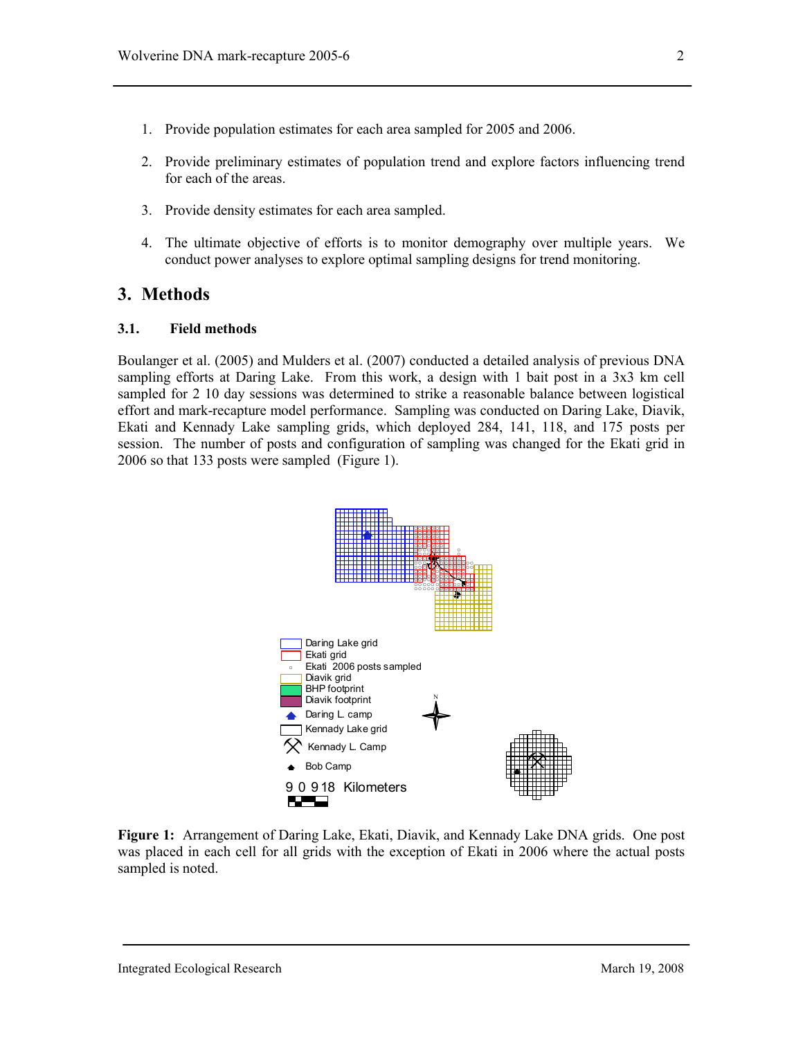1. Provide population estimates for each area sampled for 2005 and 2006.

2. Provide preliminary estimates of population trend and explore factors influencing trend for each of the areas.

3. Provide density estimates for each area sampled.

4. The ultimate objective of efforts is to monitor demography over multiple years. We conduct power analyses to explore optimal sampling designs for trend monitoring.

# 3. Methods

## 3.1. Field methods

Boulanger et al. (2005) and Mulders et al. (2007) conducted a detailed analysis of previous DNA sampling efforts at Daring Lake. From this work, a design with 1 bait post in a 3x3 km cell sampled for 2 10 day sessions was determined to strike a reasonable balance between logistical effort and mark-recapture model performance. Sampling was conducted on Daring Lake, Diavik, Ekati and Kennady Lake sampling grids, which deployed 284, 141, 118, and 175 posts per session. The number of posts and configuration of sampling was changed for the Ekati grid in 2006 so that 133 posts were sampled (Figure 1).

Daring Lake grid
Ekati grid
Ekati 2006 posts sampled
Diavik grid
BHP footprint
Diavik footprint
Daring L. camp
Kennady Lake grid
Kennady L. Camp
Bob Camp

9 0 9 18 Kilometers

**Figure 1:** Arrangement of Daring Lake, Ekati, Diavik, and Kennady Lake DNA grids. One post was placed in each cell for all grids with the exception of Ekati in 2006 where the actual posts sampled is noted.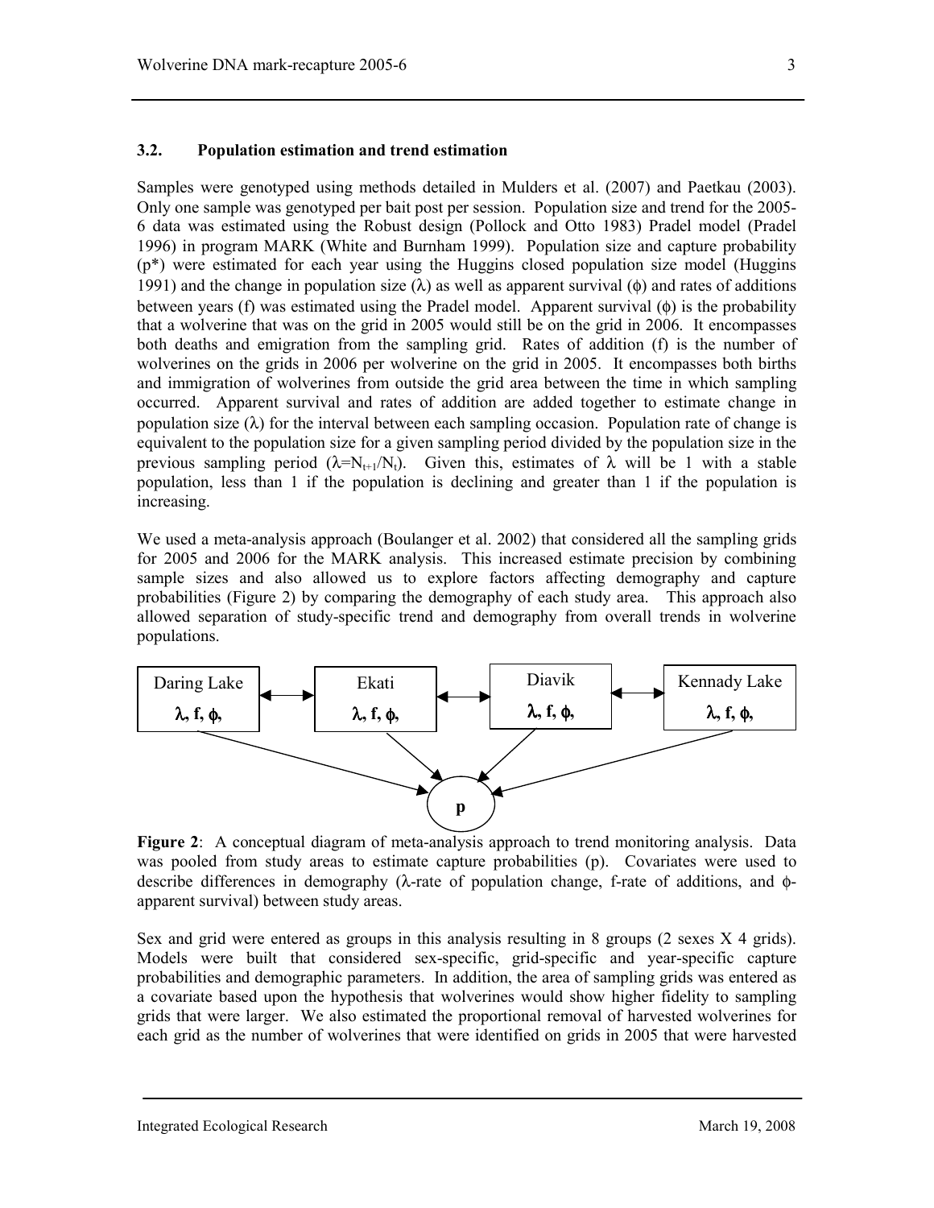### 3.2. Population estimation and trend estimation

Samples were genotyped using methods detailed in Mulders et al. (2007) and Paetkau (2003). Only one sample was genotyped per bait post per session. Population size and trend for the 2005-6 data was estimated using the Robust design (Pollock and Otto 1983) Pradel model (Pradel 1996) in program MARK (White and Burnham 1999). Population size and capture probability ($p^*$) were estimated for each year using the Huggins closed population size model (Huggins 1991) and the change in population size ($\lambda$) as well as apparent survival ($\phi$) and rates of additions between years (f) was estimated using the Pradel model. Apparent survival ($\phi$) is the probability that a wolverine that was on the grid in 2005 would still be on the grid in 2006. It encompasses both deaths and emigration from the sampling grid. Rates of addition (f) is the number of wolverines on the grids in 2006 per wolverine on the grid in 2005. It encompasses both births and immigration of wolverines from outside the grid area between the time in which sampling occurred. Apparent survival and rates of addition are added together to estimate change in population size ($\lambda$) for the interval between each sampling occasion. Population rate of change is equivalent to the population size for a given sampling period divided by the population size in the previous sampling period ($\lambda = N_{t+1}/N_t$). Given this, estimates of $\lambda$ will be 1 with a stable population, less than 1 if the population is declining and greater than 1 if the population is increasing.

We used a meta-analysis approach (Boulanger et al. 2002) that considered all the sampling grids for 2005 and 2006 for the MARK analysis. This increased estimate precision by combining sample sizes and also allowed us to explore factors affecting demography and capture probabilities (Figure 2) by comparing the demography of each study area. This approach also allowed separation of study-specific trend and demography from overall trends in wolverine populations.

Daring Lake $\lambda$, f, $\phi$, ↔ Ekati $\lambda$, f, $\phi$, ↔ Diavik $\lambda$, f, $\phi$, ↔ Kennady Lake $\lambda$, f, $\phi$, → p

**Figure 2**: A conceptual diagram of meta-analysis approach to trend monitoring analysis. Data was pooled from study areas to estimate capture probabilities (p). Covariates were used to describe differences in demography ($\lambda$-rate of population change, f-rate of additions, and $\phi$-apparent survival) between study areas.

Sex and grid were entered as groups in this analysis resulting in 8 groups (2 sexes X 4 grids). Models were built that considered sex-specific, grid-specific and year-specific capture probabilities and demographic parameters. In addition, the area of sampling grids was entered as a covariate based upon the hypothesis that wolverines would show higher fidelity to sampling grids that were larger. We also estimated the proportional removal of harvested wolverines for each grid as the number of wolverines that were identified on grids in 2005 that were harvested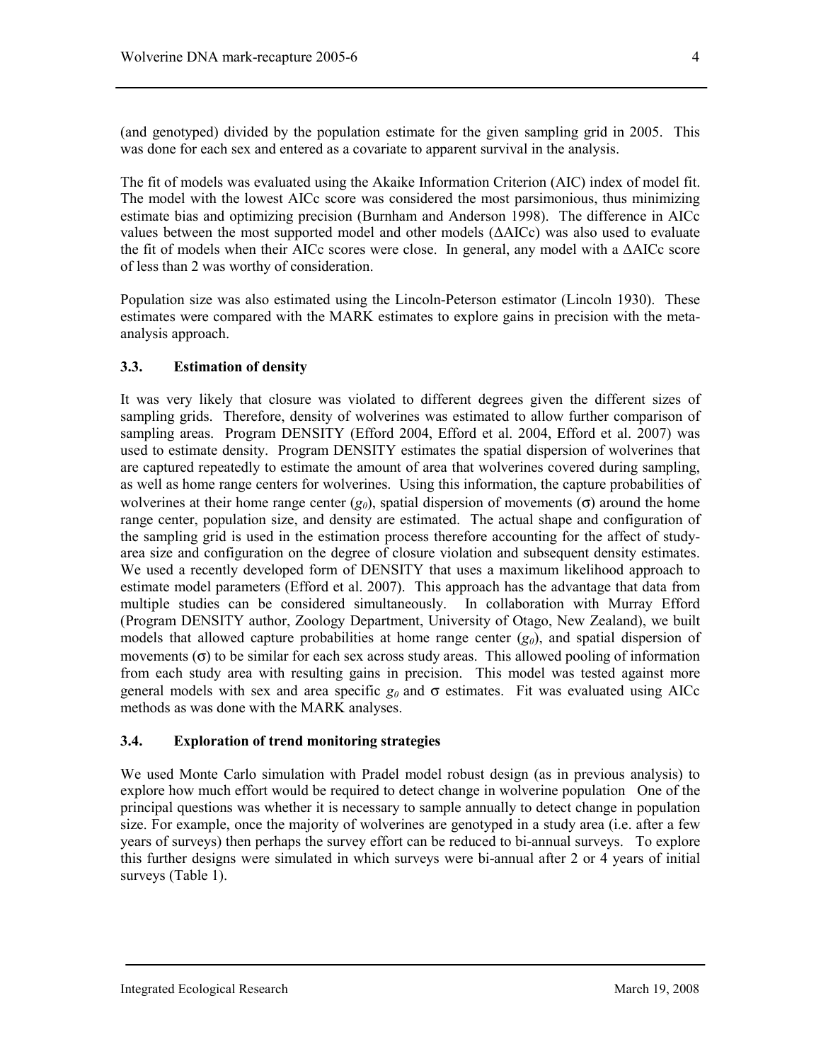(and genotyped) divided by the population estimate for the given sampling grid in 2005. This was done for each sex and entered as a covariate to apparent survival in the analysis.

The fit of models was evaluated using the Akaike Information Criterion (AIC) index of model fit. The model with the lowest AICc score was considered the most parsimonious, thus minimizing estimate bias and optimizing precision (Burnham and Anderson 1998). The difference in AICc values between the most supported model and other models (ΔAICc) was also used to evaluate the fit of models when their AICc scores were close. In general, any model with a ΔAICc score of less than 2 was worthy of consideration.

Population size was also estimated using the Lincoln-Peterson estimator (Lincoln 1930). These estimates were compared with the MARK estimates to explore gains in precision with the meta-analysis approach.

### 3.3. Estimation of density

It was very likely that closure was violated to different degrees given the different sizes of sampling grids. Therefore, density of wolverines was estimated to allow further comparison of sampling areas. Program DENSITY (Efford 2004, Efford et al. 2004, Efford et al. 2007) was used to estimate density. Program DENSITY estimates the spatial dispersion of wolverines that are captured repeatedly to estimate the amount of area that wolverines covered during sampling, as well as home range centers for wolverines. Using this information, the capture probabilities of wolverines at their home range center ($g_0$), spatial dispersion of movements ($\sigma$) around the home range center, population size, and density are estimated. The actual shape and configuration of the sampling grid is used in the estimation process therefore accounting for the affect of study-area size and configuration on the degree of closure violation and subsequent density estimates. We used a recently developed form of DENSITY that uses a maximum likelihood approach to estimate model parameters (Efford et al. 2007). This approach has the advantage that data from multiple studies can be considered simultaneously. In collaboration with Murray Efford (Program DENSITY author, Zoology Department, University of Otago, New Zealand), we built models that allowed capture probabilities at home range center ($g_0$), and spatial dispersion of movements ($\sigma$) to be similar for each sex across study areas. This allowed pooling of information from each study area with resulting gains in precision. This model was tested against more general models with sex and area specific $g_0$ and $\sigma$ estimates. Fit was evaluated using AICc methods as was done with the MARK analyses.

### 3.4. Exploration of trend monitoring strategies

We used Monte Carlo simulation with Pradel model robust design (as in previous analysis) to explore how much effort would be required to detect change in wolverine population One of the principal questions was whether it is necessary to sample annually to detect change in population size. For example, once the majority of wolverines are genotyped in a study area (i.e. after a few years of surveys) then perhaps the survey effort can be reduced to bi-annual surveys. To explore this further designs were simulated in which surveys were bi-annual after 2 or 4 years of initial surveys (Table 1).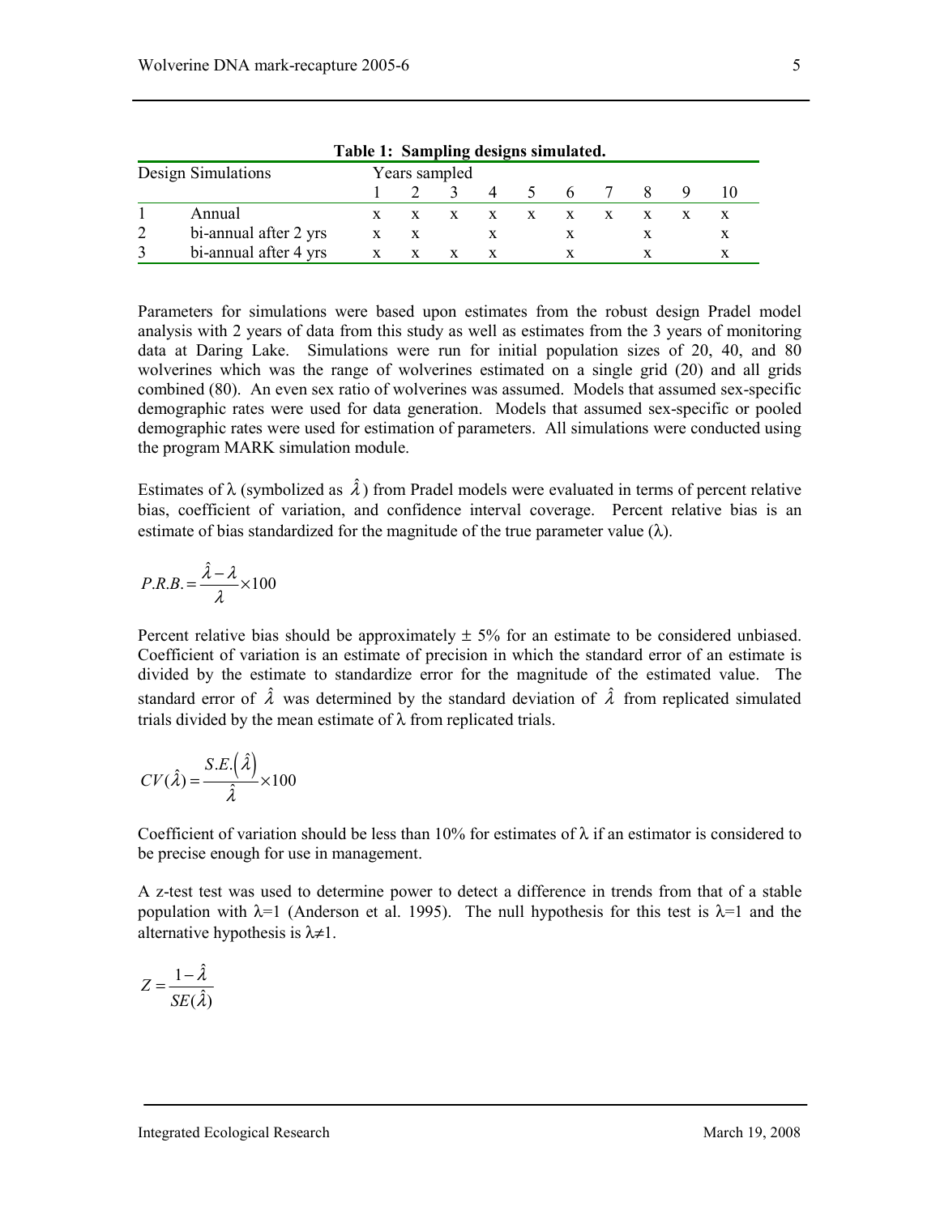**Table 1: Sampling designs simulated.**

| Design | Simulations | Years sampled | | | | | | | | | |
|---|---|---|---|---|---|---|---|---|---|---|---|
| | | 1 | 2 | 3 | 4 | 5 | 6 | 7 | 8 | 9 | 10 |
| 1 | Annual | x | x | x | x | x | x | x | x | x | x |
| 2 | bi-annual after 2 yrs | x | x | | x | | x | | x | | x |
| 3 | bi-annual after 4 yrs | x | x | x | x | | x | | x | | x |

Parameters for simulations were based upon estimates from the robust design Pradel model analysis with 2 years of data from this study as well as estimates from the 3 years of monitoring data at Daring Lake. Simulations were run for initial population sizes of 20, 40, and 80 wolverines which was the range of wolverines estimated on a single grid (20) and all grids combined (80). An even sex ratio of wolverines was assumed. Models that assumed sex-specific demographic rates were used for data generation. Models that assumed sex-specific or pooled demographic rates were used for estimation of parameters. All simulations were conducted using the program MARK simulation module.

Estimates of $\lambda$ (symbolized as $\hat{\lambda}$) from Pradel models were evaluated in terms of percent relative bias, coefficient of variation, and confidence interval coverage. Percent relative bias is an estimate of bias standardized for the magnitude of the true parameter value ($\lambda$).

$$P.R.B. = \frac{\hat{\lambda} - \lambda}{\lambda} \times 100$$

Percent relative bias should be approximately ± 5% for an estimate to be considered unbiased. Coefficient of variation is an estimate of precision in which the standard error of an estimate is divided by the estimate to standardize error for the magnitude of the estimated value. The standard error of $\hat{\lambda}$ was determined by the standard deviation of $\hat{\lambda}$ from replicated simulated trials divided by the mean estimate of $\lambda$ from replicated trials.

$$CV(\hat{\lambda}) = \frac{S.E.\left(\hat{\lambda}\right)}{\hat{\lambda}} \times 100$$

Coefficient of variation should be less than 10% for estimates of $\lambda$ if an estimator is considered to be precise enough for use in management.

A z-test test was used to determine power to detect a difference in trends from that of a stable population with $\lambda$=1 (Anderson et al. 1995). The null hypothesis for this test is $\lambda$=1 and the alternative hypothesis is $\lambda \neq 1$.

$$Z = \frac{1 - \hat{\lambda}}{SE(\hat{\lambda})}$$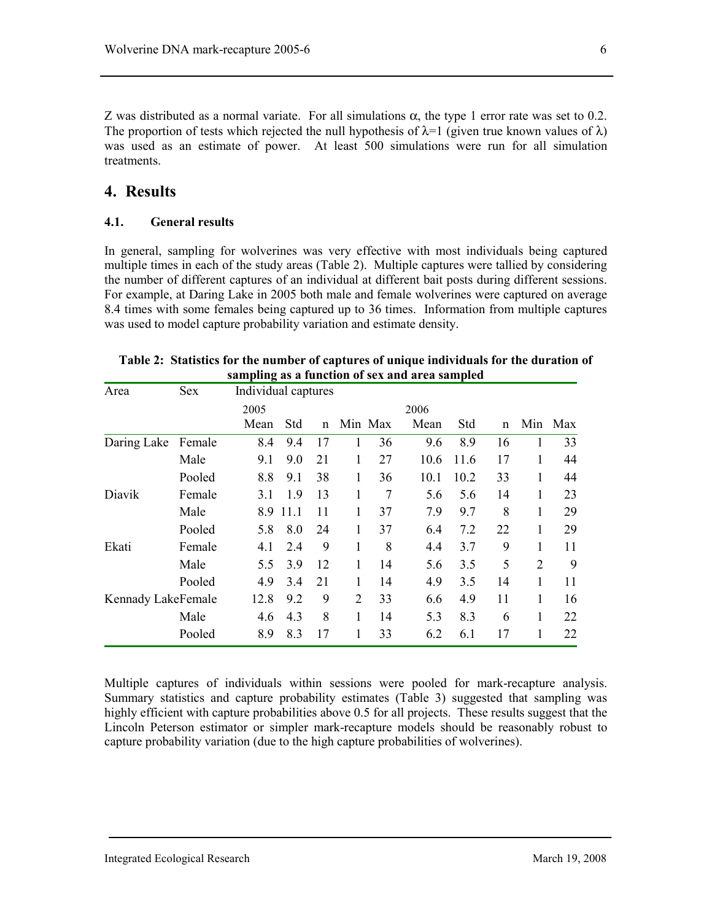Z was distributed as a normal variate. For all simulations $\alpha$, the type 1 error rate was set to 0.2. The proportion of tests which rejected the null hypothesis of $\lambda$=1 (given true known values of $\lambda$) was used as an estimate of power. At least 500 simulations were run for all simulation treatments.

# 4. Results

## 4.1. General results

In general, sampling for wolverines was very effective with most individuals being captured multiple times in each of the study areas (Table 2). Multiple captures were tallied by considering the number of different captures of an individual at different bait posts during different sessions. For example, at Daring Lake in 2005 both male and female wolverines were captured on average 8.4 times with some females being captured up to 36 times. Information from multiple captures was used to model capture probability variation and estimate density.

**Table 2: Statistics for the number of captures of unique individuals for the duration of sampling as a function of sex and area sampled**

| Area | Sex | Individual captures | | | | | | | | | |
|---|---|---|---|---|---|---|---|---|---|---|---|
| | | 2005 | | | | | 2006 | | | | |
| | | Mean | Std | n | Min | Max | Mean | Std | n | Min | Max |
| Daring Lake | Female | 8.4 | 9.4 | 17 | 1 | 36 | 9.6 | 8.9 | 16 | 1 | 33 |
| | Male | 9.1 | 9.0 | 21 | 1 | 27 | 10.6 | 11.6 | 17 | 1 | 44 |
| | Pooled | 8.8 | 9.1 | 38 | 1 | 36 | 10.1 | 10.2 | 33 | 1 | 44 |
| Diavik | Female | 3.1 | 1.9 | 13 | 1 | 7 | 5.6 | 5.6 | 14 | 1 | 23 |
| | Male | 8.9 | 11.1 | 11 | 1 | 37 | 7.9 | 9.7 | 8 | 1 | 29 |
| | Pooled | 5.8 | 8.0 | 24 | 1 | 37 | 6.4 | 7.2 | 22 | 1 | 29 |
| Ekati | Female | 4.1 | 2.4 | 9 | 1 | 8 | 4.4 | 3.7 | 9 | 1 | 11 |
| | Male | 5.5 | 3.9 | 12 | 1 | 14 | 5.6 | 3.5 | 5 | 2 | 9 |
| | Pooled | 4.9 | 3.4 | 21 | 1 | 14 | 4.9 | 3.5 | 14 | 1 | 11 |
| Kennady Lake | Female | 12.8 | 9.2 | 9 | 2 | 33 | 6.6 | 4.9 | 11 | 1 | 16 |
| | Male | 4.6 | 4.3 | 8 | 1 | 14 | 5.3 | 8.3 | 6 | 1 | 22 |
| | Pooled | 8.9 | 8.3 | 17 | 1 | 33 | 6.2 | 6.1 | 17 | 1 | 22 |

Multiple captures of individuals within sessions were pooled for mark-recapture analysis. Summary statistics and capture probability estimates (Table 3) suggested that sampling was highly efficient with capture probabilities above 0.5 for all projects. These results suggest that the Lincoln Peterson estimator or simpler mark-recapture models should be reasonably robust to capture probability variation (due to the high capture probabilities of wolverines).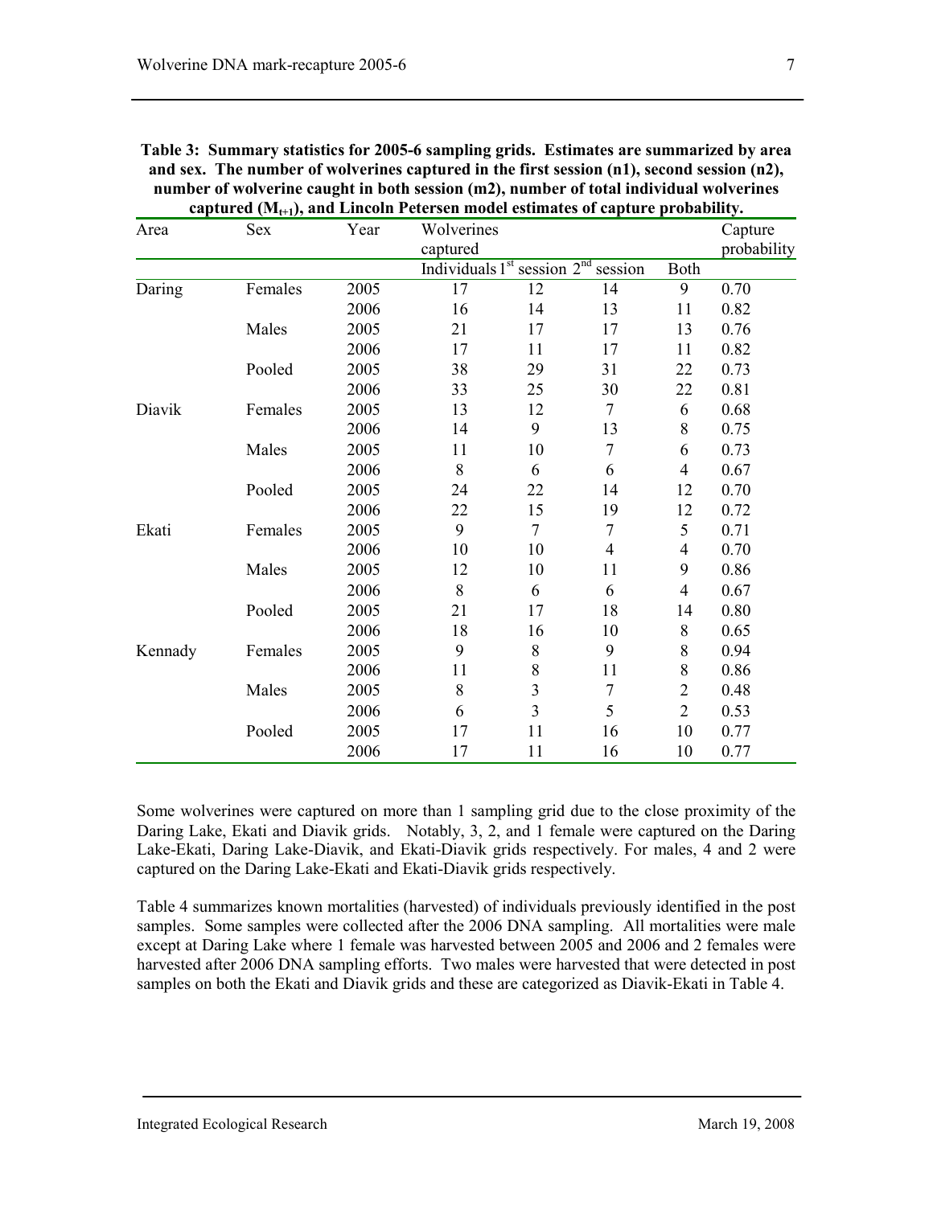**Table 3: Summary statistics for 2005-6 sampling grids. Estimates are summarized by area and sex. The number of wolverines captured in the first session (n1), second session (n2), number of wolverine caught in both session (m2), number of total individual wolverines captured ($M_{t+1}$), and Lincoln Petersen model estimates of capture probability.**

| Area | Sex | Year | Wolverines captured | | | | Capture probability |
|---|---|---|---|---|---|---|---|
| | | | Individuals | 1st session | 2nd session | Both | |
| Daring | Females | 2005 | 17 | 12 | 14 | 9 | 0.70 |
| | | 2006 | 16 | 14 | 13 | 11 | 0.82 |
| | Males | 2005 | 21 | 17 | 17 | 13 | 0.76 |
| | | 2006 | 17 | 11 | 17 | 11 | 0.82 |
| | Pooled | 2005 | 38 | 29 | 31 | 22 | 0.73 |
| | | 2006 | 33 | 25 | 30 | 22 | 0.81 |
| Diavik | Females | 2005 | 13 | 12 | 7 | 6 | 0.68 |
| | | 2006 | 14 | 9 | 13 | 8 | 0.75 |
| | Males | 2005 | 11 | 10 | 7 | 6 | 0.73 |
| | | 2006 | 8 | 6 | 6 | 4 | 0.67 |
| | Pooled | 2005 | 24 | 22 | 14 | 12 | 0.70 |
| | | 2006 | 22 | 15 | 19 | 12 | 0.72 |
| Ekati | Females | 2005 | 9 | 7 | 7 | 5 | 0.71 |
| | | 2006 | 10 | 10 | 4 | 4 | 0.70 |
| | Males | 2005 | 12 | 10 | 11 | 9 | 0.86 |
| | | 2006 | 8 | 6 | 6 | 4 | 0.67 |
| | Pooled | 2005 | 21 | 17 | 18 | 14 | 0.80 |
| | | 2006 | 18 | 16 | 10 | 8 | 0.65 |
| Kennady | Females | 2005 | 9 | 8 | 9 | 8 | 0.94 |
| | | 2006 | 11 | 8 | 11 | 8 | 0.86 |
| | Males | 2005 | 8 | 3 | 7 | 2 | 0.48 |
| | | 2006 | 6 | 3 | 5 | 2 | 0.53 |
| | Pooled | 2005 | 17 | 11 | 16 | 10 | 0.77 |
| | | 2006 | 17 | 11 | 16 | 10 | 0.77 |

Some wolverines were captured on more than 1 sampling grid due to the close proximity of the Daring Lake, Ekati and Diavik grids. Notably, 3, 2, and 1 female were captured on the Daring Lake-Ekati, Daring Lake-Diavik, and Ekati-Diavik grids respectively. For males, 4 and 2 were captured on the Daring Lake-Ekati and Ekati-Diavik grids respectively.

Table 4 summarizes known mortalities (harvested) of individuals previously identified in the post samples. Some samples were collected after the 2006 DNA sampling. All mortalities were male except at Daring Lake where 1 female was harvested between 2005 and 2006 and 2 females were harvested after 2006 DNA sampling efforts. Two males were harvested that were detected in post samples on both the Ekati and Diavik grids and these are categorized as Diavik-Ekati in Table 4.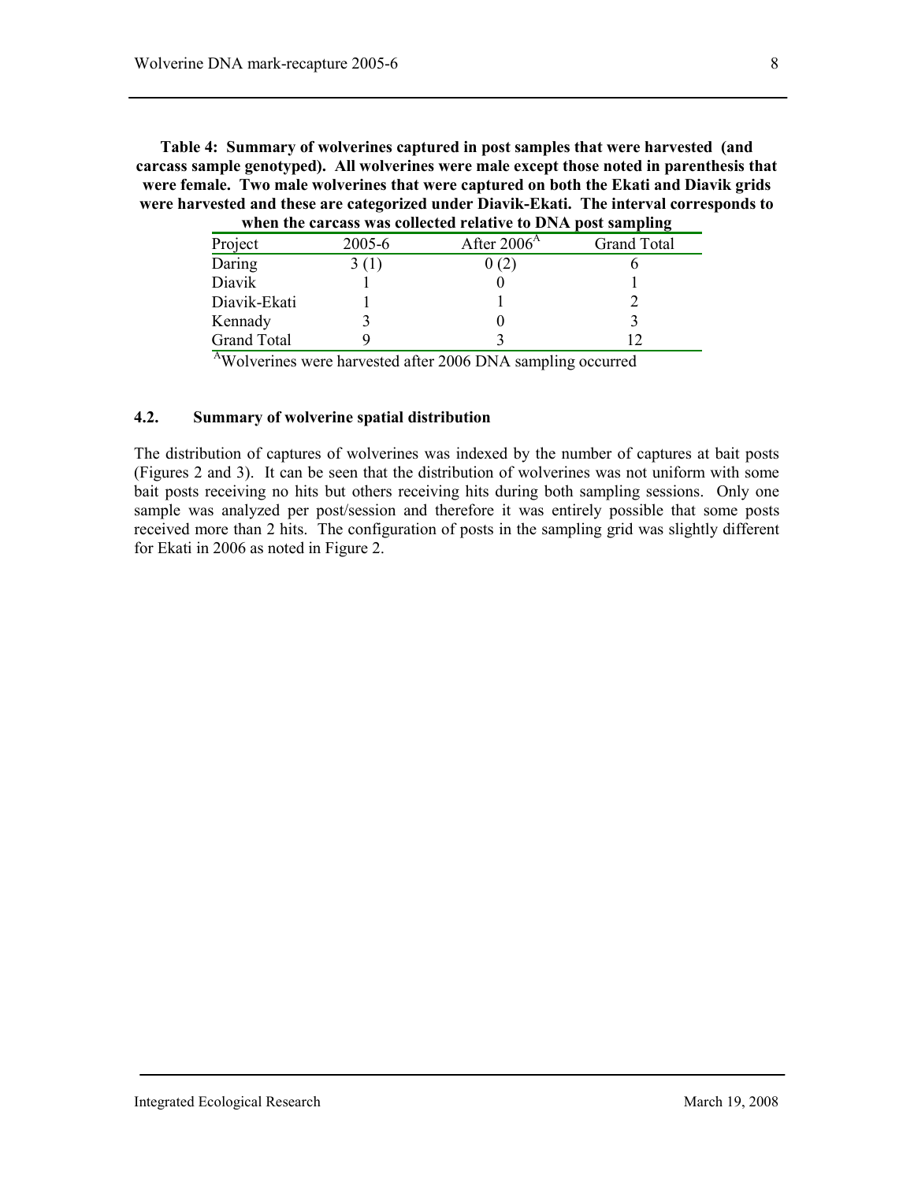**Table 4: Summary of wolverines captured in post samples that were harvested (and carcass sample genotyped). All wolverines were male except those noted in parenthesis that were female. Two male wolverines that were captured on both the Ekati and Diavik grids were harvested and these are categorized under Diavik-Ekati. The interval corresponds to when the carcass was collected relative to DNA post sampling**

| Project | 2005-6 | After 2006[A] | Grand Total |
|---|---|---|---|
| Daring | 3 (1) | 0 (2) | 6 |
| Diavik | 1 | 0 | 1 |
| Diavik-Ekati | 1 | 1 | 2 |
| Kennady | 3 | 0 | 3 |
| Grand Total | 9 | 3 | 12 |

[A]Wolverines were harvested after 2006 DNA sampling occurred

### 4.2. Summary of wolverine spatial distribution

The distribution of captures of wolverines was indexed by the number of captures at bait posts (Figures 2 and 3). It can be seen that the distribution of wolverines was not uniform with some bait posts receiving no hits but others receiving hits during both sampling sessions. Only one sample was analyzed per post/session and therefore it was entirely possible that some posts received more than 2 hits. The configuration of posts in the sampling grid was slightly different for Ekati in 2006 as noted in Figure 2.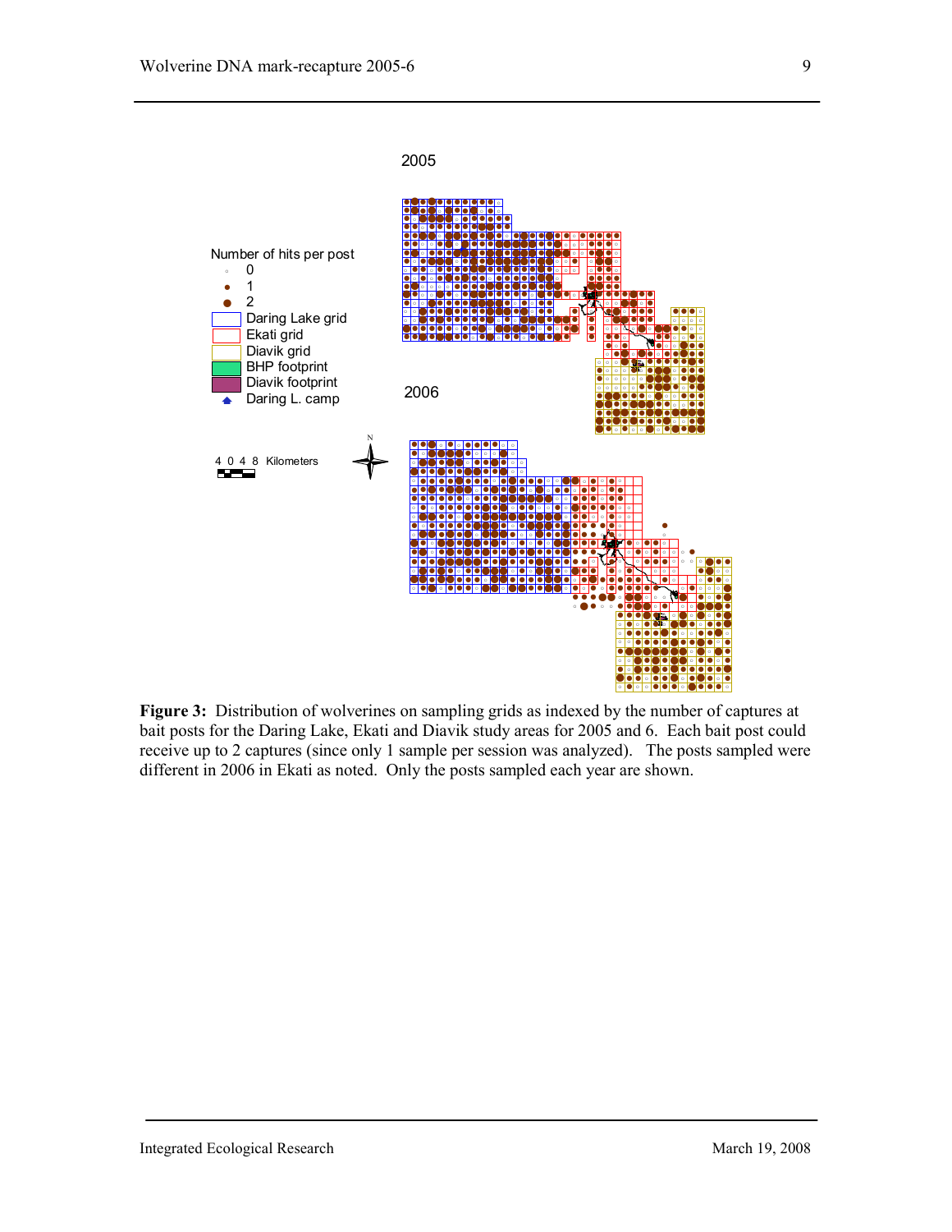**Figure 3:** Distribution of wolverines on sampling grids as indexed by the number of captures at bait posts for the Daring Lake, Ekati and Diavik study areas for 2005 and 6. Each bait post could receive up to 2 captures (since only 1 sample per session was analyzed). The posts sampled were different in 2006 in Ekati as noted. Only the posts sampled each year are shown.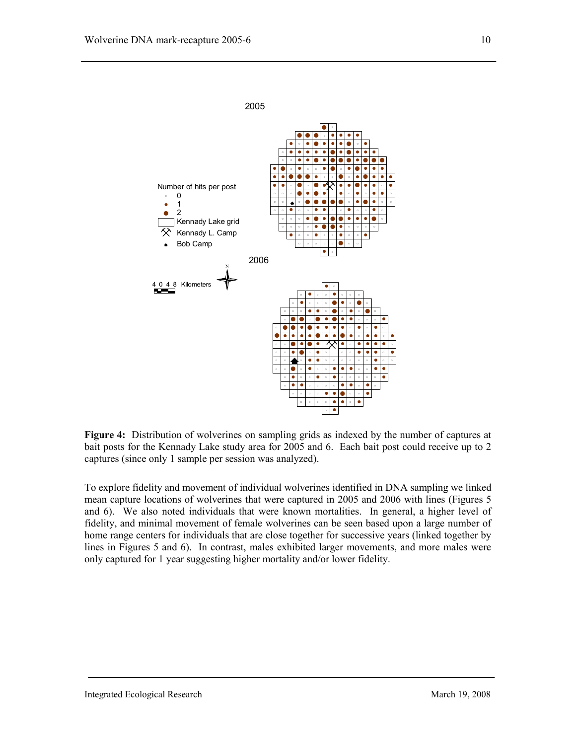**Figure 4:** Distribution of wolverines on sampling grids as indexed by the number of captures at bait posts for the Kennady Lake study area for 2005 and 6. Each bait post could receive up to 2 captures (since only 1 sample per session was analyzed).

To explore fidelity and movement of individual wolverines identified in DNA sampling we linked mean capture locations of wolverines that were captured in 2005 and 2006 with lines (Figures 5 and 6). We also noted individuals that were known mortalities. In general, a higher level of fidelity, and minimal movement of female wolverines can be seen based upon a large number of home range centers for individuals that are close together for successive years (linked together by lines in Figures 5 and 6). In contrast, males exhibited larger movements, and more males were only captured for 1 year suggesting higher mortality and/or lower fidelity.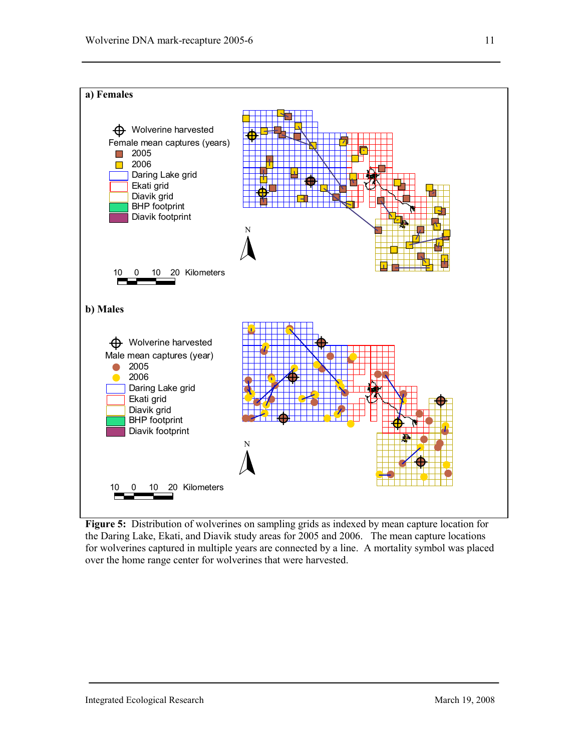**a) Females**

Wolverine harvested
Female mean captures (years)
2005
2006
Daring Lake grid
Ekati grid
Diavik grid
BHP footprint
Diavik footprint

10 0 10 20 Kilometers

**b) Males**

Wolverine harvested
Male mean captures (year)
2005
2006
Daring Lake grid
Ekati grid
Diavik grid
BHP footprint
Diavik footprint

10 0 10 20 Kilometers

**Figure 5:** Distribution of wolverines on sampling grids as indexed by mean capture location for the Daring Lake, Ekati, and Diavik study areas for 2005 and 2006. The mean capture locations for wolverines captured in multiple years are connected by a line. A mortality symbol was placed over the home range center for wolverines that were harvested.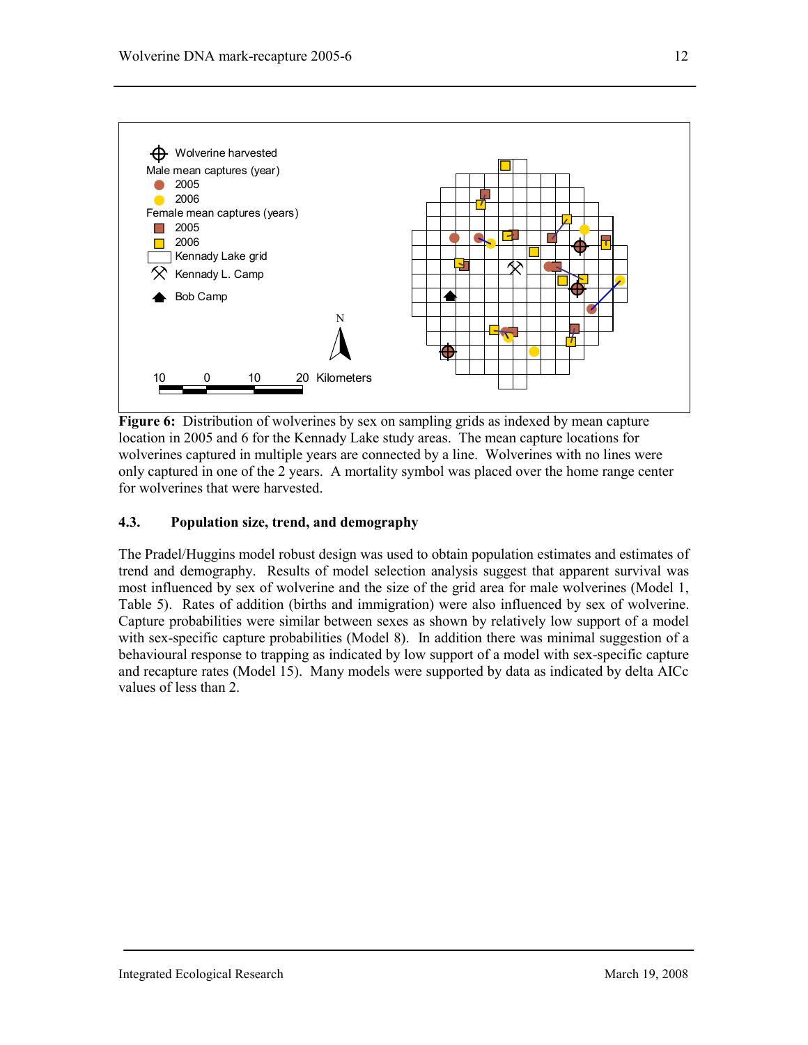**Figure 6:** Distribution of wolverines by sex on sampling grids as indexed by mean capture location in 2005 and 6 for the Kennady Lake study areas. The mean capture locations for wolverines captured in multiple years are connected by a line. Wolverines with no lines were only captured in one of the 2 years. A mortality symbol was placed over the home range center for wolverines that were harvested.

### 4.3. Population size, trend, and demography

The Pradel/Huggins model robust design was used to obtain population estimates and estimates of trend and demography. Results of model selection analysis suggest that apparent survival was most influenced by sex of wolverine and the size of the grid area for male wolverines (Model 1, Table 5). Rates of addition (births and immigration) were also influenced by sex of wolverine. Capture probabilities were similar between sexes as shown by relatively low support of a model with sex-specific capture probabilities (Model 8). In addition there was minimal suggestion of a behavioural response to trapping as indicated by low support of a model with sex-specific capture and recapture rates (Model 15). Many models were supported by data as indicated by delta AICc values of less than 2.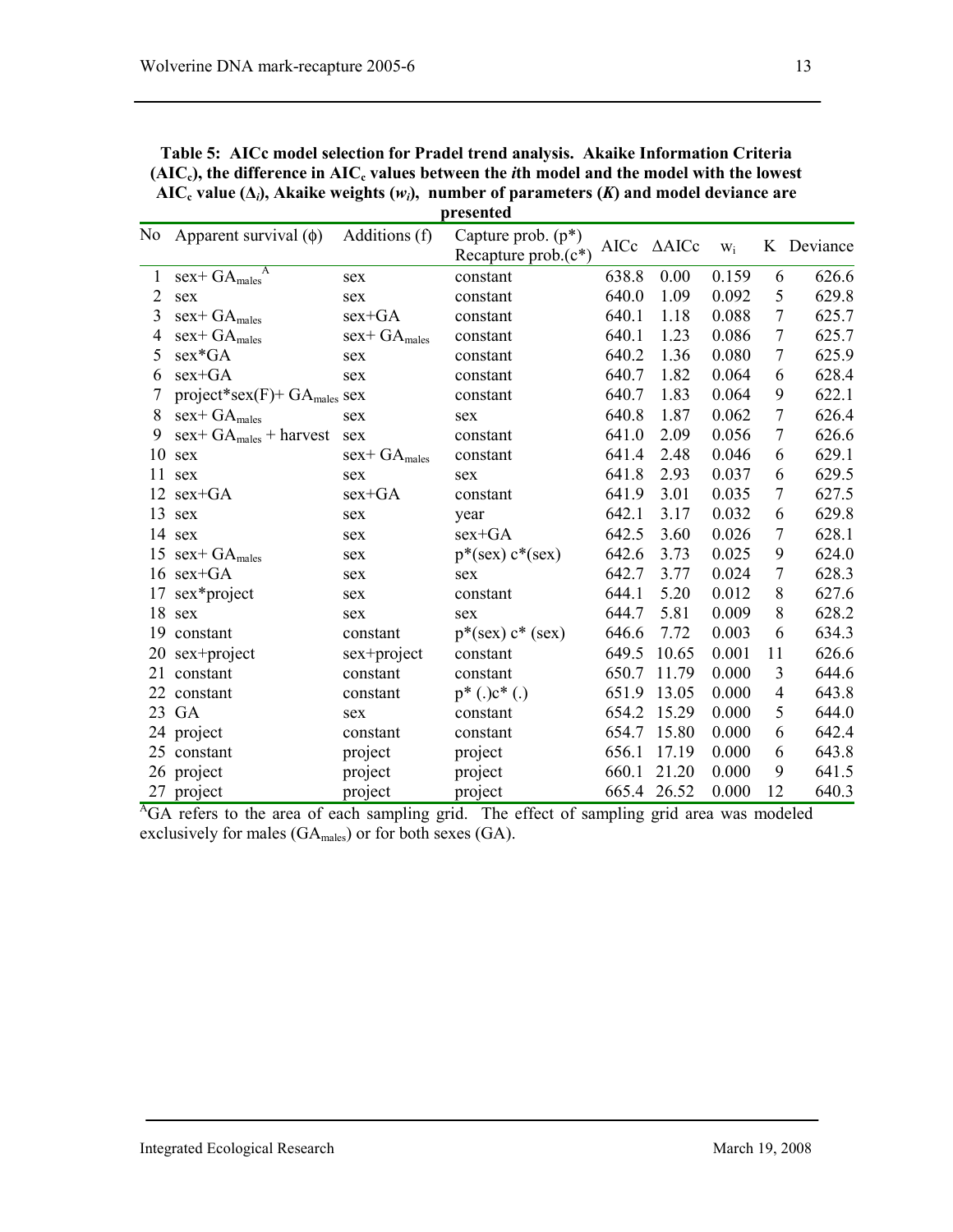**Table 5: AICc model selection for Pradel trend analysis. Akaike Information Criteria ($AIC_c$), the difference in $AIC_c$ values between the *i*th model and the model with the lowest $AIC_c$ value ($\Delta_i$), Akaike weights ($w_i$), number of parameters (*K*) and model deviance are presented**

| No | Apparent survival ($\phi$) | Additions (f) | Capture prob. (p*) Recapture prob.(c*) | AICc | ΔAICc | $w_i$ | K | Deviance |
|---|---|---|---|---|---|---|---|---|
| 1 | sex+ $GA_{males}$ [A] | sex | constant | 638.8 | 0.00 | 0.159 | 6 | 626.6 |
| 2 | sex | sex | constant | 640.0 | 1.09 | 0.092 | 5 | 629.8 |
| 3 | sex+ $GA_{males}$ | sex+GA | constant | 640.1 | 1.18 | 0.088 | 7 | 625.7 |
| 4 | sex+ $GA_{males}$ | sex+ $GA_{males}$ | constant | 640.1 | 1.23 | 0.086 | 7 | 625.7 |
| 5 | sex*GA | sex | constant | 640.2 | 1.36 | 0.080 | 7 | 625.9 |
| 6 | sex+GA | sex | constant | 640.7 | 1.82 | 0.064 | 6 | 628.4 |
| 7 | project*sex(F)+ $GA_{males}$ | sex | constant | 640.7 | 1.83 | 0.064 | 9 | 622.1 |
| 8 | sex+ $GA_{males}$ | sex | sex | 640.8 | 1.87 | 0.062 | 7 | 626.4 |
| 9 | sex+ $GA_{males}$ + harvest | sex | constant | 641.0 | 2.09 | 0.056 | 7 | 626.6 |
| 10 | sex | sex+ $GA_{males}$ | constant | 641.4 | 2.48 | 0.046 | 6 | 629.1 |
| 11 | sex | sex | sex | 641.8 | 2.93 | 0.037 | 6 | 629.5 |
| 12 | sex+GA | sex+GA | constant | 641.9 | 3.01 | 0.035 | 7 | 627.5 |
| 13 | sex | sex | year | 642.1 | 3.17 | 0.032 | 6 | 629.8 |
| 14 | sex | sex | sex+GA | 642.5 | 3.60 | 0.026 | 7 | 628.1 |
| 15 | sex+ $GA_{males}$ | sex | p*(sex) c*(sex) | 642.6 | 3.73 | 0.025 | 9 | 624.0 |
| 16 | sex+GA | sex | sex | 642.7 | 3.77 | 0.024 | 7 | 628.3 |
| 17 | sex*project | sex | constant | 644.1 | 5.20 | 0.012 | 8 | 627.6 |
| 18 | sex | sex | sex | 644.7 | 5.81 | 0.009 | 8 | 628.2 |
| 19 | constant | constant | p*(sex) c* (sex) | 646.6 | 7.72 | 0.003 | 6 | 634.3 |
| 20 | sex+project | sex+project | constant | 649.5 | 10.65 | 0.001 | 11 | 626.6 |
| 21 | constant | constant | constant | 650.7 | 11.79 | 0.000 | 3 | 644.6 |
| 22 | constant | constant | p* (.)c* (.) | 651.9 | 13.05 | 0.000 | 4 | 643.8 |
| 23 | GA | sex | constant | 654.2 | 15.29 | 0.000 | 5 | 644.0 |
| 24 | project | constant | constant | 654.7 | 15.80 | 0.000 | 6 | 642.4 |
| 25 | constant | project | project | 656.1 | 17.19 | 0.000 | 6 | 643.8 |
| 26 | project | project | project | 660.1 | 21.20 | 0.000 | 9 | 641.5 |
| 27 | project | project | project | 665.4 | 26.52 | 0.000 | 12 | 640.3 |

[A]GA refers to the area of each sampling grid. The effect of sampling grid area was modeled exclusively for males ($GA_{males}$) or for both sexes (GA).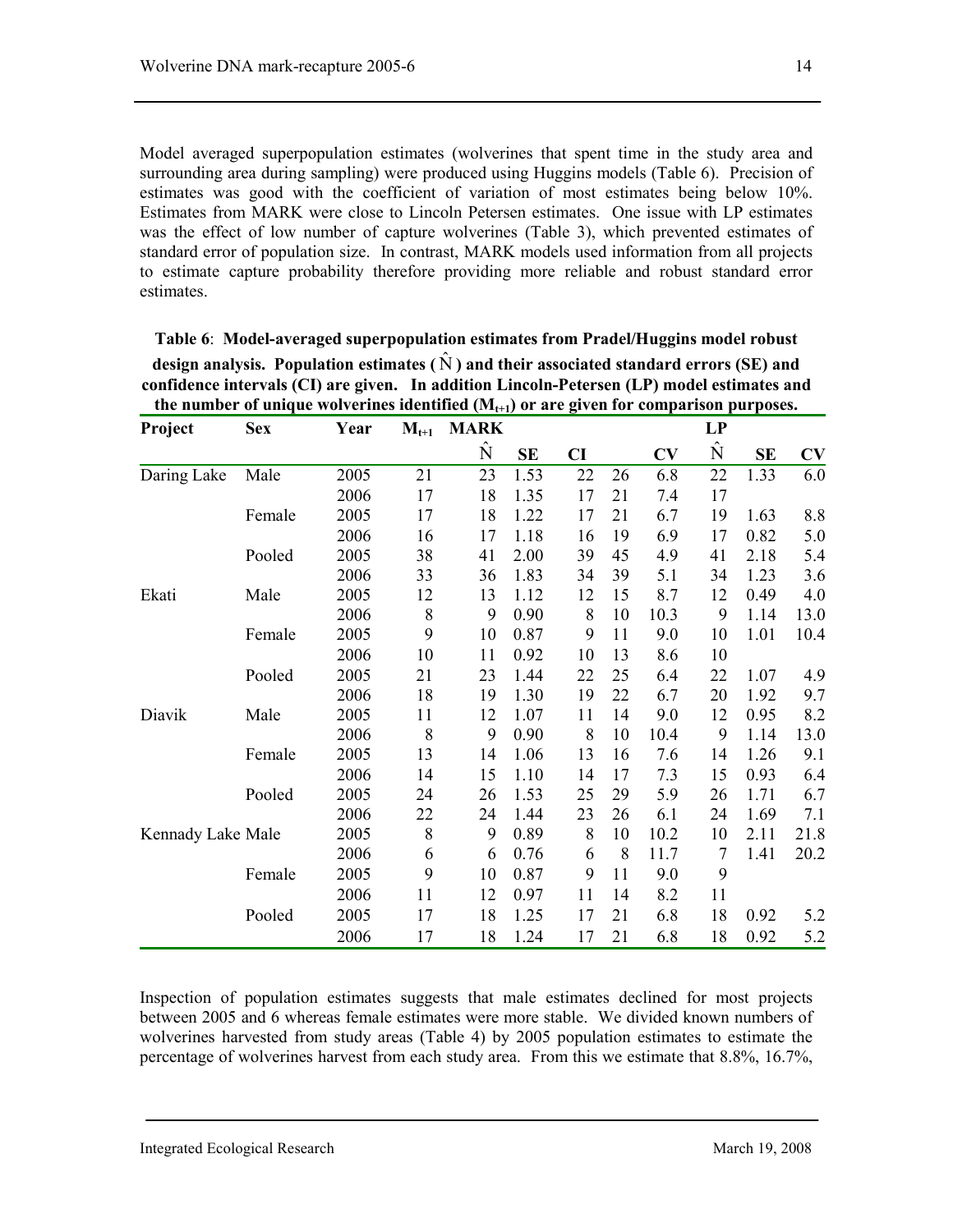Model averaged superpopulation estimates (wolverines that spent time in the study area and surrounding area during sampling) were produced using Huggins models (Table 6). Precision of estimates was good with the coefficient of variation of most estimates being below 10%. Estimates from MARK were close to Lincoln Petersen estimates. One issue with LP estimates was the effect of low number of capture wolverines (Table 3), which prevented estimates of standard error of population size. In contrast, MARK models used information from all projects to estimate capture probability therefore providing more reliable and robust standard error estimates.

**Table 6**: **Model-averaged superpopulation estimates from Pradel/Huggins model robust design analysis. Population estimates ($\hat{N}$) and their associated standard errors (SE) and confidence intervals (CI) are given. In addition Lincoln-Petersen (LP) model estimates and the number of unique wolverines identified ($M_{t+1}$) or are given for comparison purposes.**

| Project | Sex | Year | $M_{t+1}$ | MARK | | | | | LP | | |
|---|---|---|---|---|---|---|---|---|---|---|---|
| | | | | $\hat{N}$ | SE | CI | | CV | $\hat{N}$ | SE | CV |
| Daring Lake | Male | 2005 | 21 | 23 | 1.53 | 22 | 26 | 6.8 | 22 | 1.33 | 6.0 |
| | | 2006 | 17 | 18 | 1.35 | 17 | 21 | 7.4 | 17 | | |
| | Female | 2005 | 17 | 18 | 1.22 | 17 | 21 | 6.7 | 19 | 1.63 | 8.8 |
| | | 2006 | 16 | 17 | 1.18 | 16 | 19 | 6.9 | 17 | 0.82 | 5.0 |
| | Pooled | 2005 | 38 | 41 | 2.00 | 39 | 45 | 4.9 | 41 | 2.18 | 5.4 |
| | | 2006 | 33 | 36 | 1.83 | 34 | 39 | 5.1 | 34 | 1.23 | 3.6 |
| Ekati | Male | 2005 | 12 | 13 | 1.12 | 12 | 15 | 8.7 | 12 | 0.49 | 4.0 |
| | | 2006 | 8 | 9 | 0.90 | 8 | 10 | 10.3 | 9 | 1.14 | 13.0 |
| | Female | 2005 | 9 | 10 | 0.87 | 9 | 11 | 9.0 | 10 | 1.01 | 10.4 |
| | | 2006 | 10 | 11 | 0.92 | 10 | 13 | 8.6 | 10 | | |
| | Pooled | 2005 | 21 | 23 | 1.44 | 22 | 25 | 6.4 | 22 | 1.07 | 4.9 |
| | | 2006 | 18 | 19 | 1.30 | 19 | 22 | 6.7 | 20 | 1.92 | 9.7 |
| Diavik | Male | 2005 | 11 | 12 | 1.07 | 11 | 14 | 9.0 | 12 | 0.95 | 8.2 |
| | | 2006 | 8 | 9 | 0.90 | 8 | 10 | 10.4 | 9 | 1.14 | 13.0 |
| | Female | 2005 | 13 | 14 | 1.06 | 13 | 16 | 7.6 | 14 | 1.26 | 9.1 |
| | | 2006 | 14 | 15 | 1.10 | 14 | 17 | 7.3 | 15 | 0.93 | 6.4 |
| | Pooled | 2005 | 24 | 26 | 1.53 | 25 | 29 | 5.9 | 26 | 1.71 | 6.7 |
| | | 2006 | 22 | 24 | 1.44 | 23 | 26 | 6.1 | 24 | 1.69 | 7.1 |
| Kennady Lake | Male | 2005 | 8 | 9 | 0.89 | 8 | 10 | 10.2 | 10 | 2.11 | 21.8 |
| | | 2006 | 6 | 6 | 0.76 | 6 | 8 | 11.7 | 7 | 1.41 | 20.2 |
| | Female | 2005 | 9 | 10 | 0.87 | 9 | 11 | 9.0 | 9 | | |
| | | 2006 | 11 | 12 | 0.97 | 11 | 14 | 8.2 | 11 | | |
| | Pooled | 2005 | 17 | 18 | 1.25 | 17 | 21 | 6.8 | 18 | 0.92 | 5.2 |
| | | 2006 | 17 | 18 | 1.24 | 17 | 21 | 6.8 | 18 | 0.92 | 5.2 |

Inspection of population estimates suggests that male estimates declined for most projects between 2005 and 6 whereas female estimates were more stable. We divided known numbers of wolverines harvested from study areas (Table 4) by 2005 population estimates to estimate the percentage of wolverines harvest from each study area. From this we estimate that 8.8%, 16.7%,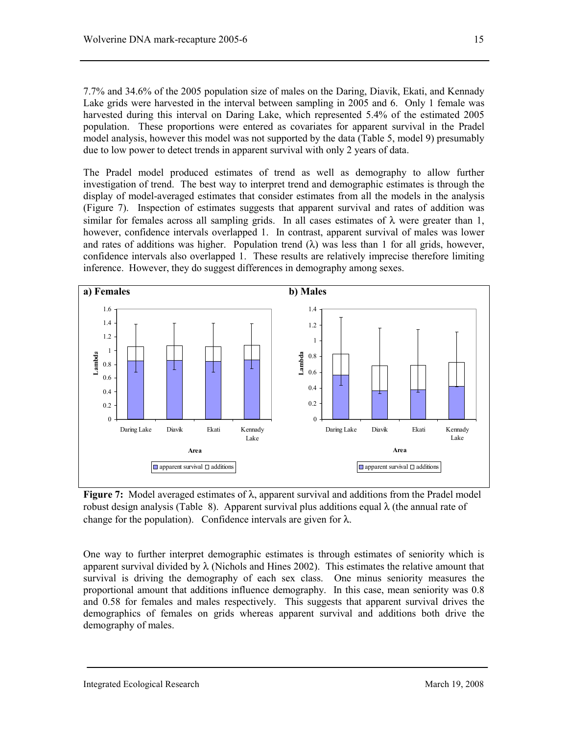7.7% and 34.6% of the 2005 population size of males on the Daring, Diavik, Ekati, and Kennady Lake grids were harvested in the interval between sampling in 2005 and 6. Only 1 female was harvested during this interval on Daring Lake, which represented 5.4% of the estimated 2005 population. These proportions were entered as covariates for apparent survival in the Pradel model analysis, however this model was not supported by the data (Table 5, model 9) presumably due to low power to detect trends in apparent survival with only 2 years of data.

The Pradel model produced estimates of trend as well as demography to allow further investigation of trend. The best way to interpret trend and demographic estimates is through the display of model-averaged estimates that consider estimates from all the models in the analysis (Figure 7). Inspection of estimates suggests that apparent survival and rates of addition was similar for females across all sampling grids. In all cases estimates of $\lambda$ were greater than 1, however, confidence intervals overlapped 1. In contrast, apparent survival of males was lower and rates of additions was higher. Population trend ($\lambda$) was less than 1 for all grids, however, confidence intervals also overlapped 1. These results are relatively imprecise therefore limiting inference. However, they do suggest differences in demography among sexes.

**Figure 7:** Model averaged estimates of $\lambda$, apparent survival and additions from the Pradel model robust design analysis (Table 8). Apparent survival plus additions equal $\lambda$ (the annual rate of change for the population). Confidence intervals are given for $\lambda$.

One way to further interpret demographic estimates is through estimates of seniority which is apparent survival divided by $\lambda$ (Nichols and Hines 2002). This estimates the relative amount that survival is driving the demography of each sex class. One minus seniority measures the proportional amount that additions influence demography. In this case, mean seniority was 0.8 and 0.58 for females and males respectively. This suggests that apparent survival drives the demographics of females on grids whereas apparent survival and additions both drive the demography of males.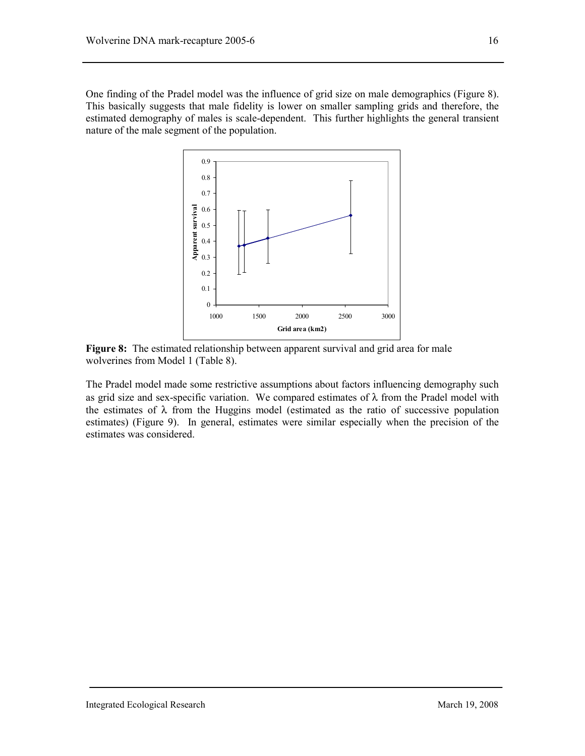One finding of the Pradel model was the influence of grid size on male demographics (Figure 8). This basically suggests that male fidelity is lower on smaller sampling grids and therefore, the estimated demography of males is scale-dependent. This further highlights the general transient nature of the male segment of the population.

**Figure 8:** The estimated relationship between apparent survival and grid area for male wolverines from Model 1 (Table 8).

The Pradel model made some restrictive assumptions about factors influencing demography such as grid size and sex-specific variation. We compared estimates of $\lambda$ from the Pradel model with the estimates of $\lambda$ from the Huggins model (estimated as the ratio of successive population estimates) (Figure 9). In general, estimates were similar especially when the precision of the estimates was considered.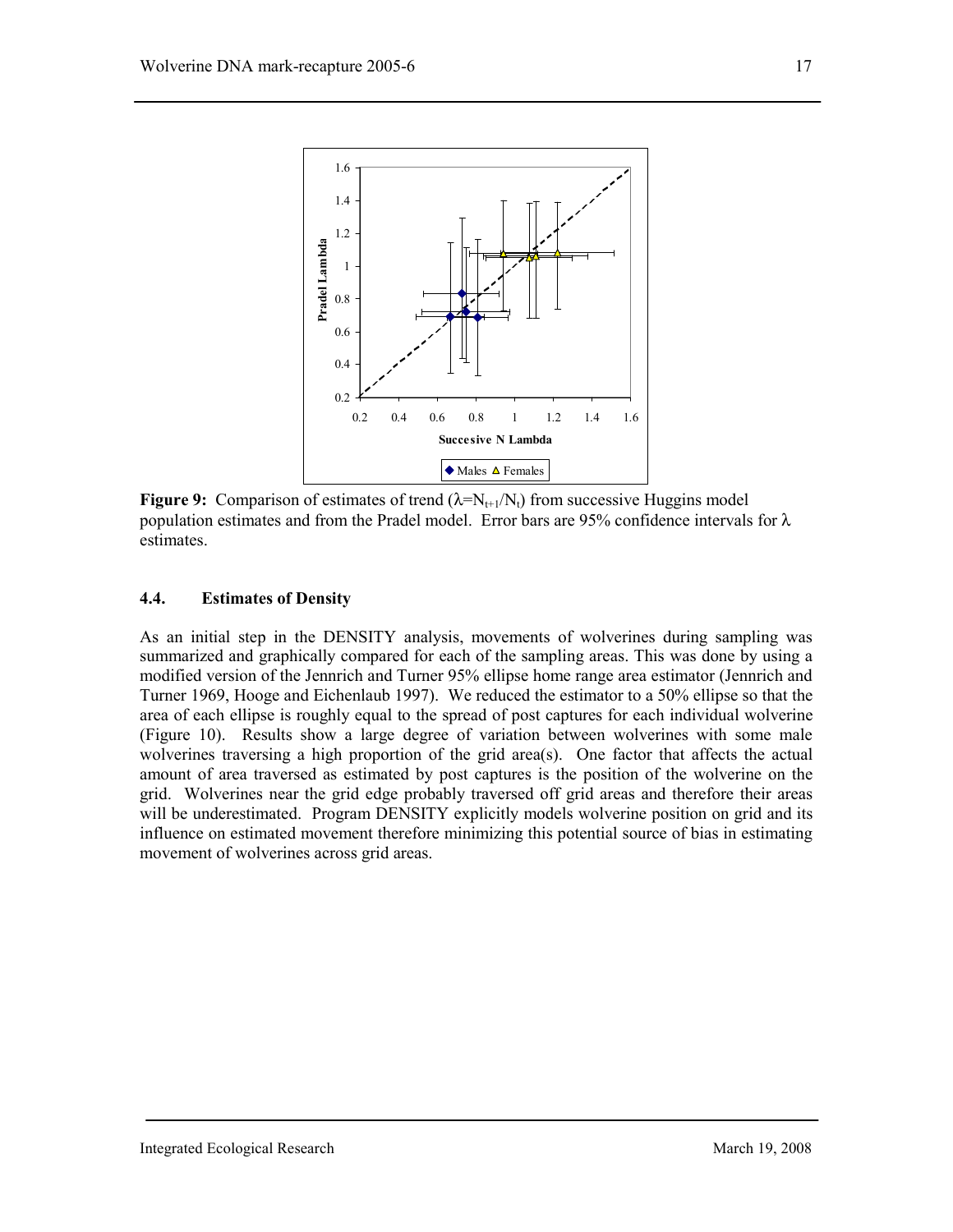**Figure 9:** Comparison of estimates of trend ($\lambda$=$N_{t+1}$/$N_t$) from successive Huggins model population estimates and from the Pradel model. Error bars are 95% confidence intervals for $\lambda$ estimates.

### 4.4. Estimates of Density

As an initial step in the DENSITY analysis, movements of wolverines during sampling was summarized and graphically compared for each of the sampling areas. This was done by using a modified version of the Jennrich and Turner 95% ellipse home range area estimator (Jennrich and Turner 1969, Hooge and Eichenlaub 1997). We reduced the estimator to a 50% ellipse so that the area of each ellipse is roughly equal to the spread of post captures for each individual wolverine (Figure 10). Results show a large degree of variation between wolverines with some male wolverines traversing a high proportion of the grid area(s). One factor that affects the actual amount of area traversed as estimated by post captures is the position of the wolverine on the grid. Wolverines near the grid edge probably traversed off grid areas and therefore their areas will be underestimated. Program DENSITY explicitly models wolverine position on grid and its influence on estimated movement therefore minimizing this potential source of bias in estimating movement of wolverines across grid areas.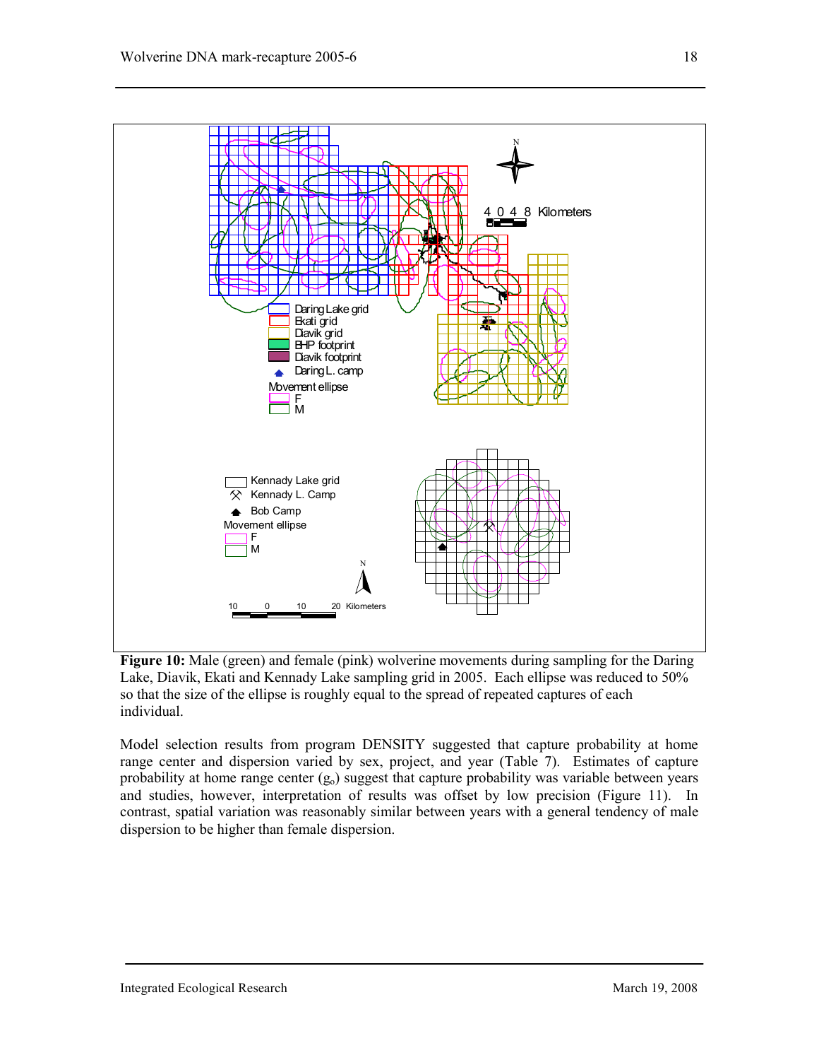**Figure 10:** Male (green) and female (pink) wolverine movements during sampling for the Daring Lake, Diavik, Ekati and Kennady Lake sampling grid in 2005. Each ellipse was reduced to 50% so that the size of the ellipse is roughly equal to the spread of repeated captures of each individual.

Model selection results from program DENSITY suggested that capture probability at home range center and dispersion varied by sex, project, and year (Table 7). Estimates of capture probability at home range center ($g_o$) suggest that capture probability was variable between years and studies, however, interpretation of results was offset by low precision (Figure 11). In contrast, spatial variation was reasonably similar between years with a general tendency of male dispersion to be higher than female dispersion.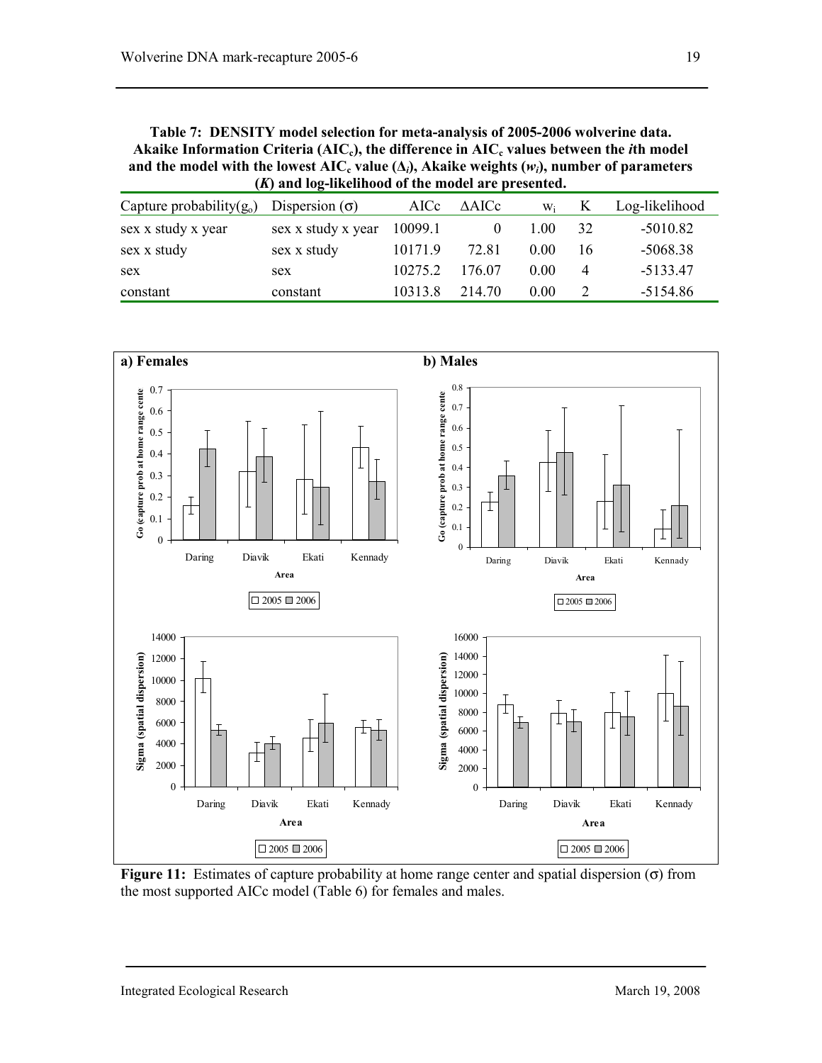**Table 7: DENSITY model selection for meta-analysis of 2005-2006 wolverine data. Akaike Information Criteria ($AIC_c$), the difference in $AIC_c$ values between the *i*th model and the model with the lowest $AIC_c$ value ($\Delta_i$), Akaike weights ($w_i$), number of parameters (*K*) and log-likelihood of the model are presented.**

| Capture probability($g_o$) | Dispersion ($\sigma$) | AICc | $\Delta$AICc | $w_i$ | K | Log-likelihood |
|---|---|---|---|---|---|---|
| sex x study x year | sex x study x year | 10099.1 | 0 | 1.00 | 32 | -5010.82 |
| sex x study | sex x study | 10171.9 | 72.81 | 0.00 | 16 | -5068.38 |
| sex | sex | 10275.2 | 176.07 | 0.00 | 4 | -5133.47 |
| constant | constant | 10313.8 | 214.70 | 0.00 | 2 | -5154.86 |

**Figure 11:** Estimates of capture probability at home range center and spatial dispersion ($\sigma$) from the most supported AICc model (Table 6) for females and males.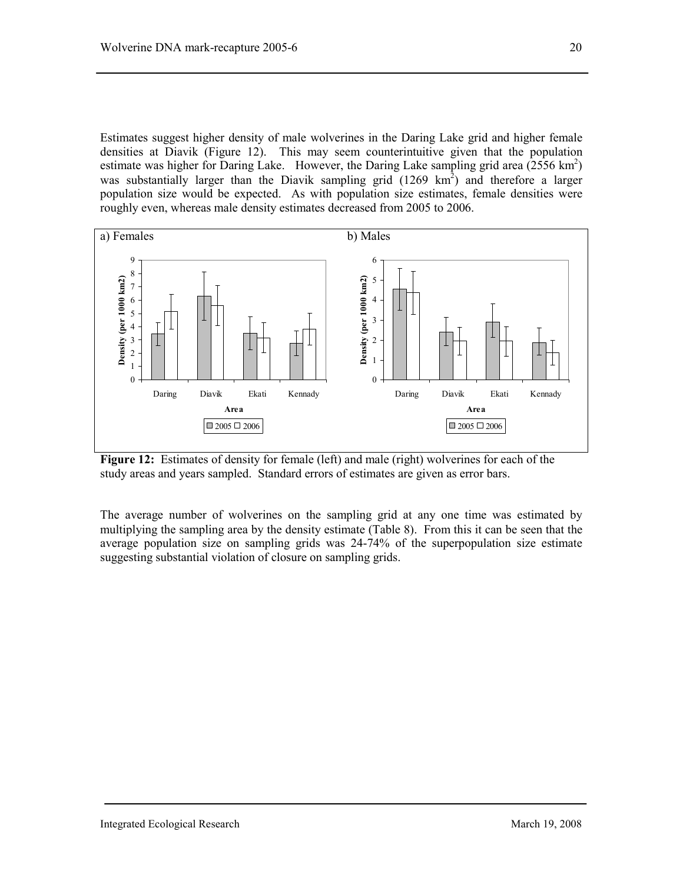Estimates suggest higher density of male wolverines in the Daring Lake grid and higher female densities at Diavik (Figure 12). This may seem counterintuitive given that the population estimate was higher for Daring Lake. However, the Daring Lake sampling grid area (2556 $km^2$) was substantially larger than the Diavik sampling grid (1269 $km^2$) and therefore a larger population size would be expected. As with population size estimates, female densities were roughly even, whereas male density estimates decreased from 2005 to 2006.

**Figure 12:** Estimates of density for female (left) and male (right) wolverines for each of the study areas and years sampled. Standard errors of estimates are given as error bars.

The average number of wolverines on the sampling grid at any one time was estimated by multiplying the sampling area by the density estimate (Table 8). From this it can be seen that the average population size on sampling grids was 24-74% of the superpopulation size estimate suggesting substantial violation of closure on sampling grids.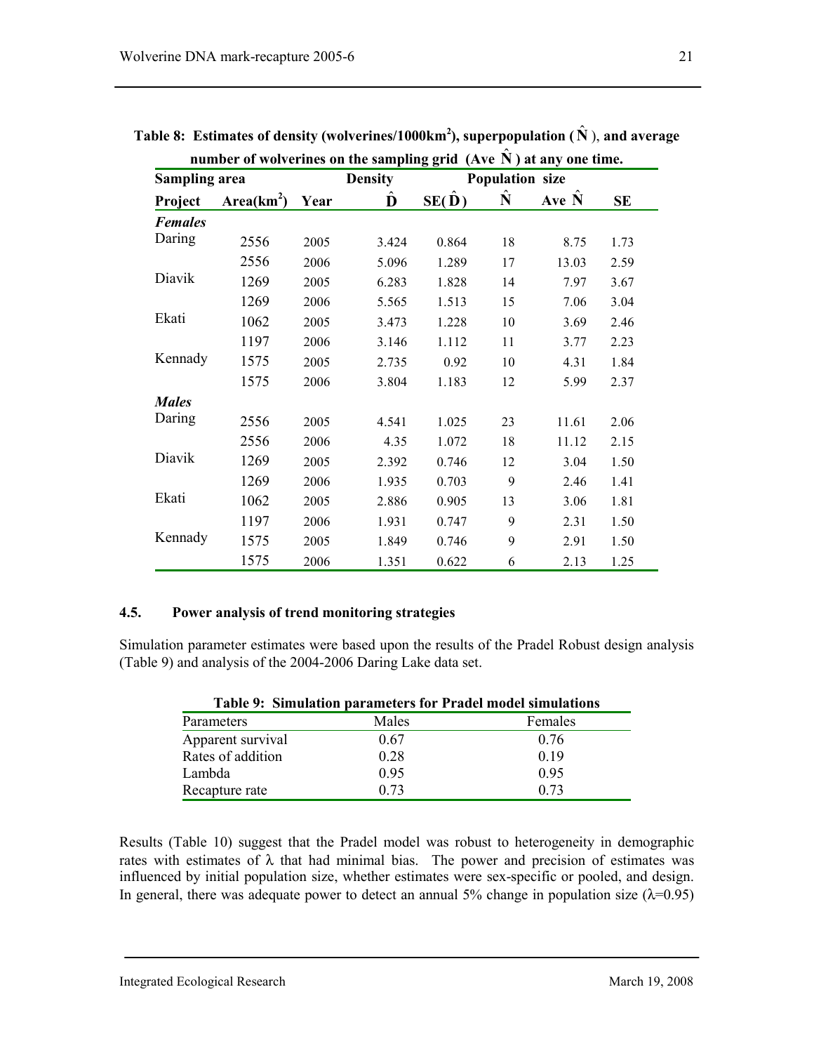**Table 8: Estimates of density (wolverines/1000km$^2$), superpopulation ($\hat{N}$), and average number of wolverines on the sampling grid (Ave $\hat{N}$) at any one time.**

| Sampling area | | | Density | | Population size | | |
|---|---|---|---|---|---|---|---|
| Project | Area(km$^2$) | Year | $\hat{D}$ | SE($\hat{D}$) | $\hat{N}$ | Ave $\hat{N}$ | SE |
| ***Females*** | | | | | | | |
| Daring | 2556 | 2005 | 3.424 | 0.864 | 18 | 8.75 | 1.73 |
| | 2556 | 2006 | 5.096 | 1.289 | 17 | 13.03 | 2.59 |
| Diavik | 1269 | 2005 | 6.283 | 1.828 | 14 | 7.97 | 3.67 |
| | 1269 | 2006 | 5.565 | 1.513 | 15 | 7.06 | 3.04 |
| Ekati | 1062 | 2005 | 3.473 | 1.228 | 10 | 3.69 | 2.46 |
| | 1197 | 2006 | 3.146 | 1.112 | 11 | 3.77 | 2.23 |
| Kennady | 1575 | 2005 | 2.735 | 0.92 | 10 | 4.31 | 1.84 |
| | 1575 | 2006 | 3.804 | 1.183 | 12 | 5.99 | 2.37 |
| ***Males*** | | | | | | | |
| Daring | 2556 | 2005 | 4.541 | 1.025 | 23 | 11.61 | 2.06 |
| | 2556 | 2006 | 4.35 | 1.072 | 18 | 11.12 | 2.15 |
| Diavik | 1269 | 2005 | 2.392 | 0.746 | 12 | 3.04 | 1.50 |
| | 1269 | 2006 | 1.935 | 0.703 | 9 | 2.46 | 1.41 |
| Ekati | 1062 | 2005 | 2.886 | 0.905 | 13 | 3.06 | 1.81 |
| | 1197 | 2006 | 1.931 | 0.747 | 9 | 2.31 | 1.50 |
| Kennady | 1575 | 2005 | 1.849 | 0.746 | 9 | 2.91 | 1.50 |
| | 1575 | 2006 | 1.351 | 0.622 | 6 | 2.13 | 1.25 |

### 4.5. Power analysis of trend monitoring strategies

Simulation parameter estimates were based upon the results of the Pradel Robust design analysis (Table 9) and analysis of the 2004-2006 Daring Lake data set.

**Table 9: Simulation parameters for Pradel model simulations**

| Parameters | Males | Females |
|---|---|---|
| Apparent survival | 0.67 | 0.76 |
| Rates of addition | 0.28 | 0.19 |
| Lambda | 0.95 | 0.95 |
| Recapture rate | 0.73 | 0.73 |

Results (Table 10) suggest that the Pradel model was robust to heterogeneity in demographic rates with estimates of $\lambda$ that had minimal bias. The power and precision of estimates was influenced by initial population size, whether estimates were sex-specific or pooled, and design. In general, there was adequate power to detect an annual 5% change in population size ($\lambda$=0.95)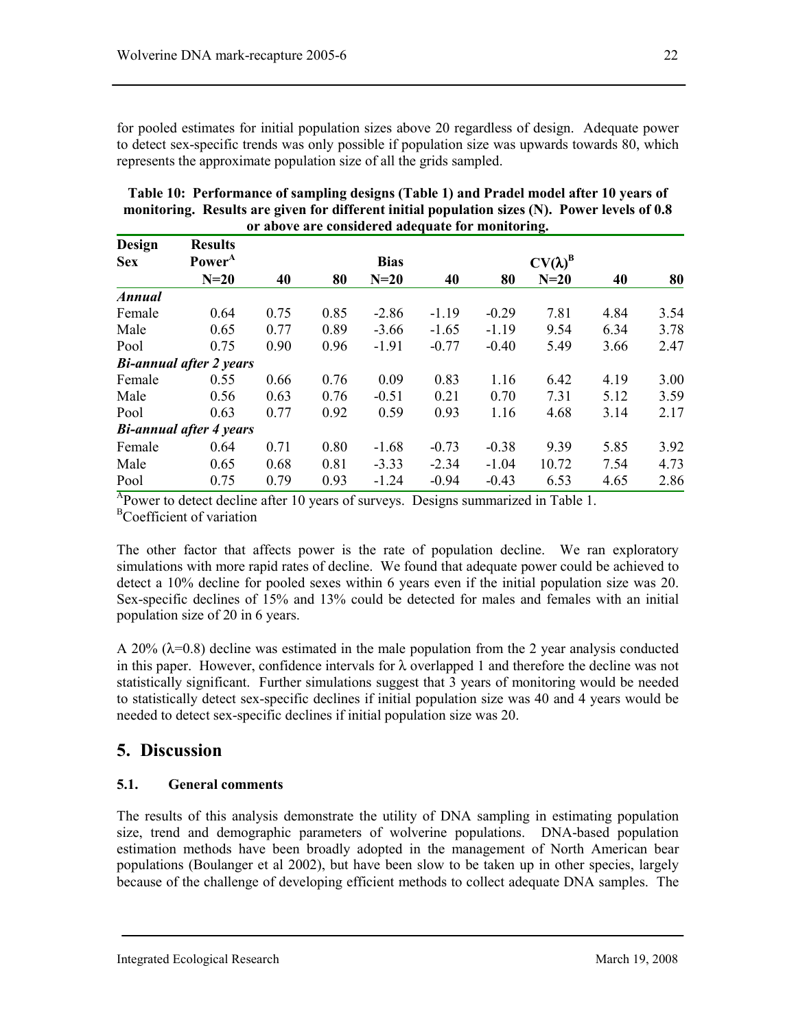for pooled estimates for initial population sizes above 20 regardless of design. Adequate power to detect sex-specific trends was only possible if population size was upwards towards 80, which represents the approximate population size of all the grids sampled.

**Table 10: Performance of sampling designs (Table 1) and Pradel model after 10 years of monitoring. Results are given for different initial population sizes (N). Power levels of 0.8 or above are considered adequate for monitoring.**

| Design | Results | | | | | | | | |
|---|---|---|---|---|---|---|---|---|---|
| Sex | Power[A] | | | Bias | | | $CV(\lambda)$[B] | | |
| | N=20 | 40 | 80 | N=20 | 40 | 80 | N=20 | 40 | 80 |
| ***Annual*** | | | | | | | | | |
| Female | 0.64 | 0.75 | 0.85 | -2.86 | -1.19 | -0.29 | 7.81 | 4.84 | 3.54 |
| Male | 0.65 | 0.77 | 0.89 | -3.66 | -1.65 | -1.19 | 9.54 | 6.34 | 3.78 |
| Pool | 0.75 | 0.90 | 0.96 | -1.91 | -0.77 | -0.40 | 5.49 | 3.66 | 2.47 |
| ***Bi-annual after 2 years*** | | | | | | | | | |
| Female | 0.55 | 0.66 | 0.76 | 0.09 | 0.83 | 1.16 | 6.42 | 4.19 | 3.00 |
| Male | 0.56 | 0.63 | 0.76 | -0.51 | 0.21 | 0.70 | 7.31 | 5.12 | 3.59 |
| Pool | 0.63 | 0.77 | 0.92 | 0.59 | 0.93 | 1.16 | 4.68 | 3.14 | 2.17 |
| ***Bi-annual after 4 years*** | | | | | | | | | |
| Female | 0.64 | 0.71 | 0.80 | -1.68 | -0.73 | -0.38 | 9.39 | 5.85 | 3.92 |
| Male | 0.65 | 0.68 | 0.81 | -3.33 | -2.34 | -1.04 | 10.72 | 7.54 | 4.73 |
| Pool | 0.75 | 0.79 | 0.93 | -1.24 | -0.94 | -0.43 | 6.53 | 4.65 | 2.86 |

[A]Power to detect decline after 10 years of surveys. Designs summarized in Table 1.
[B]Coefficient of variation

The other factor that affects power is the rate of population decline. We ran exploratory simulations with more rapid rates of decline. We found that adequate power could be achieved to detect a 10% decline for pooled sexes within 6 years even if the initial population size was 20. Sex-specific declines of 15% and 13% could be detected for males and females with an initial population size of 20 in 6 years.

A 20% ($\lambda$=0.8) decline was estimated in the male population from the 2 year analysis conducted in this paper. However, confidence intervals for $\lambda$ overlapped 1 and therefore the decline was not statistically significant. Further simulations suggest that 3 years of monitoring would be needed to statistically detect sex-specific declines if initial population size was 40 and 4 years would be needed to detect sex-specific declines if initial population size was 20.

# 5. Discussion

### 5.1. General comments

The results of this analysis demonstrate the utility of DNA sampling in estimating population size, trend and demographic parameters of wolverine populations. DNA-based population estimation methods have been broadly adopted in the management of North American bear populations (Boulanger et al 2002), but have been slow to be taken up in other species, largely because of the challenge of developing efficient methods to collect adequate DNA samples. The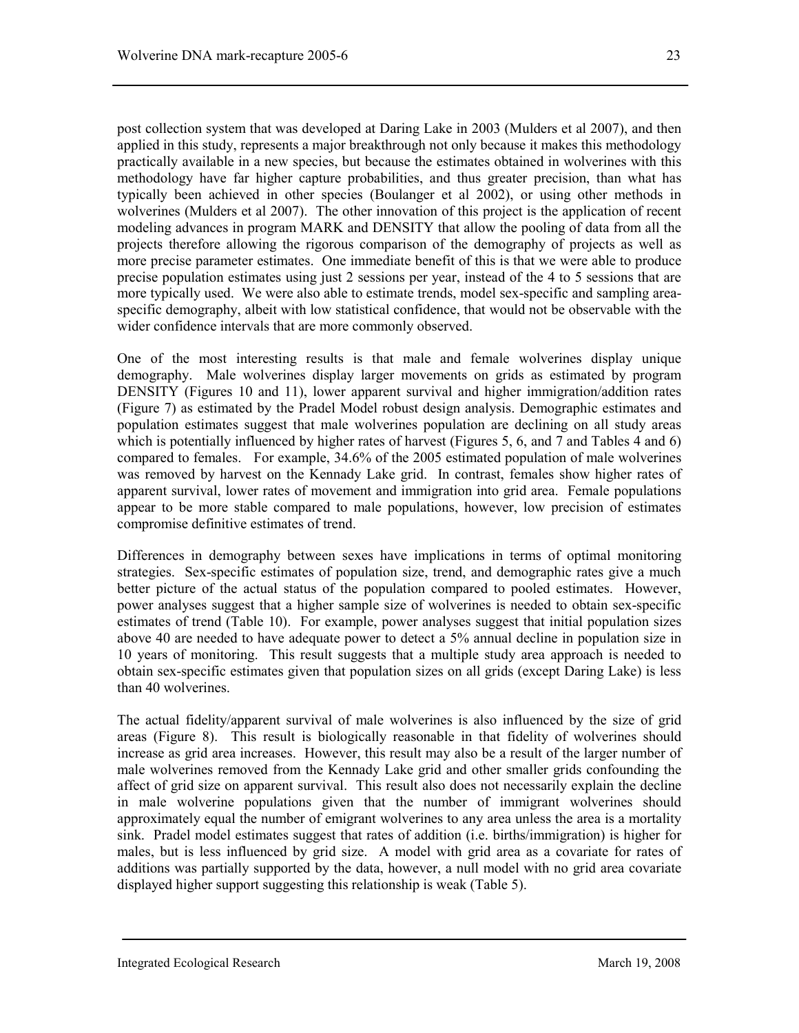post collection system that was developed at Daring Lake in 2003 (Mulders et al 2007), and then applied in this study, represents a major breakthrough not only because it makes this methodology practically available in a new species, but because the estimates obtained in wolverines with this methodology have far higher capture probabilities, and thus greater precision, than what has typically been achieved in other species (Boulanger et al 2002), or using other methods in wolverines (Mulders et al 2007). The other innovation of this project is the application of recent modeling advances in program MARK and DENSITY that allow the pooling of data from all the projects therefore allowing the rigorous comparison of the demography of projects as well as more precise parameter estimates. One immediate benefit of this is that we were able to produce precise population estimates using just 2 sessions per year, instead of the 4 to 5 sessions that are more typically used. We were also able to estimate trends, model sex-specific and sampling area-specific demography, albeit with low statistical confidence, that would not be observable with the wider confidence intervals that are more commonly observed.

One of the most interesting results is that male and female wolverines display unique demography. Male wolverines display larger movements on grids as estimated by program DENSITY (Figures 10 and 11), lower apparent survival and higher immigration/addition rates (Figure 7) as estimated by the Pradel Model robust design analysis. Demographic estimates and population estimates suggest that male wolverines population are declining on all study areas which is potentially influenced by higher rates of harvest (Figures 5, 6, and 7 and Tables 4 and 6) compared to females. For example, 34.6% of the 2005 estimated population of male wolverines was removed by harvest on the Kennady Lake grid. In contrast, females show higher rates of apparent survival, lower rates of movement and immigration into grid area. Female populations appear to be more stable compared to male populations, however, low precision of estimates compromise definitive estimates of trend.

Differences in demography between sexes have implications in terms of optimal monitoring strategies. Sex-specific estimates of population size, trend, and demographic rates give a much better picture of the actual status of the population compared to pooled estimates. However, power analyses suggest that a higher sample size of wolverines is needed to obtain sex-specific estimates of trend (Table 10). For example, power analyses suggest that initial population sizes above 40 are needed to have adequate power to detect a 5% annual decline in population size in 10 years of monitoring. This result suggests that a multiple study area approach is needed to obtain sex-specific estimates given that population sizes on all grids (except Daring Lake) is less than 40 wolverines.

The actual fidelity/apparent survival of male wolverines is also influenced by the size of grid areas (Figure 8). This result is biologically reasonable in that fidelity of wolverines should increase as grid area increases. However, this result may also be a result of the larger number of male wolverines removed from the Kennady Lake grid and other smaller grids confounding the affect of grid size on apparent survival. This result also does not necessarily explain the decline in male wolverine populations given that the number of immigrant wolverines should approximately equal the number of emigrant wolverines to any area unless the area is a mortality sink. Pradel model estimates suggest that rates of addition (i.e. births/immigration) is higher for males, but is less influenced by grid size. A model with grid area as a covariate for rates of additions was partially supported by the data, however, a null model with no grid area covariate displayed higher support suggesting this relationship is weak (Table 5).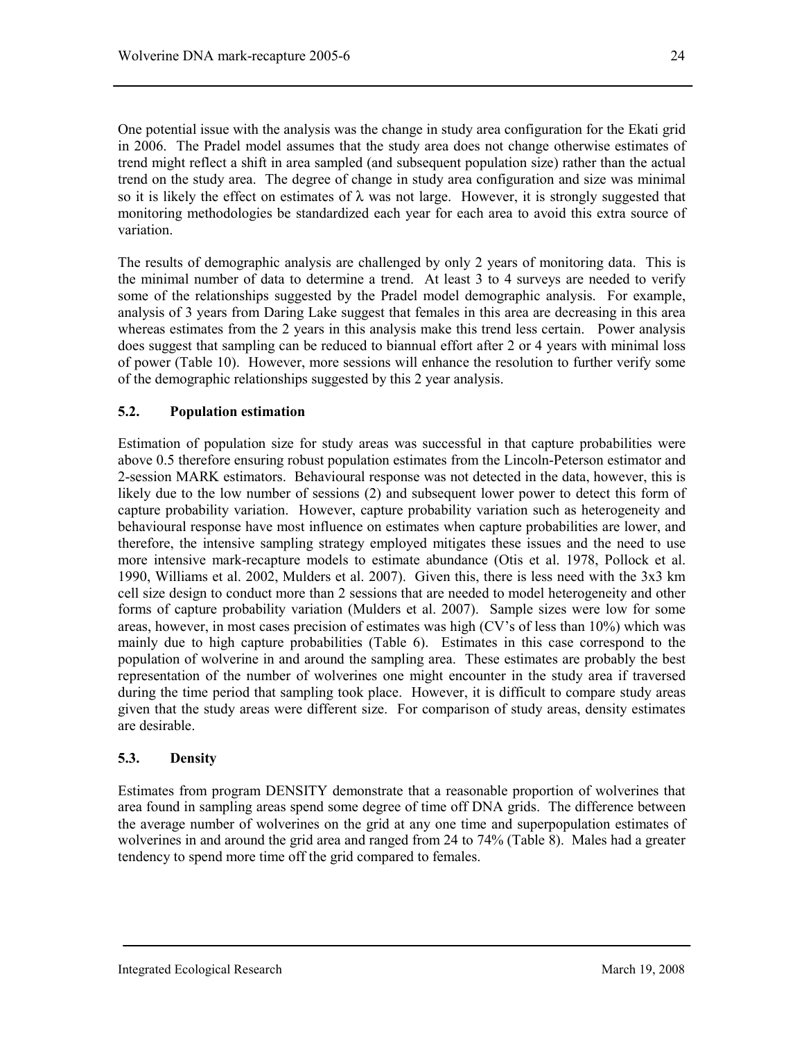One potential issue with the analysis was the change in study area configuration for the Ekati grid in 2006. The Pradel model assumes that the study area does not change otherwise estimates of trend might reflect a shift in area sampled (and subsequent population size) rather than the actual trend on the study area. The degree of change in study area configuration and size was minimal so it is likely the effect on estimates of $\lambda$ was not large. However, it is strongly suggested that monitoring methodologies be standardized each year for each area to avoid this extra source of variation.

The results of demographic analysis are challenged by only 2 years of monitoring data. This is the minimal number of data to determine a trend. At least 3 to 4 surveys are needed to verify some of the relationships suggested by the Pradel model demographic analysis. For example, analysis of 3 years from Daring Lake suggest that females in this area are decreasing in this area whereas estimates from the 2 years in this analysis make this trend less certain. Power analysis does suggest that sampling can be reduced to biannual effort after 2 or 4 years with minimal loss of power (Table 10). However, more sessions will enhance the resolution to further verify some of the demographic relationships suggested by this 2 year analysis.

### 5.2. Population estimation

Estimation of population size for study areas was successful in that capture probabilities were above 0.5 therefore ensuring robust population estimates from the Lincoln-Peterson estimator and 2-session MARK estimators. Behavioural response was not detected in the data, however, this is likely due to the low number of sessions (2) and subsequent lower power to detect this form of capture probability variation. However, capture probability variation such as heterogeneity and behavioural response have most influence on estimates when capture probabilities are lower, and therefore, the intensive sampling strategy employed mitigates these issues and the need to use more intensive mark-recapture models to estimate abundance (Otis et al. 1978, Pollock et al. 1990, Williams et al. 2002, Mulders et al. 2007). Given this, there is less need with the 3x3 km cell size design to conduct more than 2 sessions that are needed to model heterogeneity and other forms of capture probability variation (Mulders et al. 2007). Sample sizes were low for some areas, however, in most cases precision of estimates was high (CV's of less than 10%) which was mainly due to high capture probabilities (Table 6). Estimates in this case correspond to the population of wolverine in and around the sampling area. These estimates are probably the best representation of the number of wolverines one might encounter in the study area if traversed during the time period that sampling took place. However, it is difficult to compare study areas given that the study areas were different size. For comparison of study areas, density estimates are desirable.

### 5.3. Density

Estimates from program DENSITY demonstrate that a reasonable proportion of wolverines that area found in sampling areas spend some degree of time off DNA grids. The difference between the average number of wolverines on the grid at any one time and superpopulation estimates of wolverines in and around the grid area and ranged from 24 to 74% (Table 8). Males had a greater tendency to spend more time off the grid compared to females.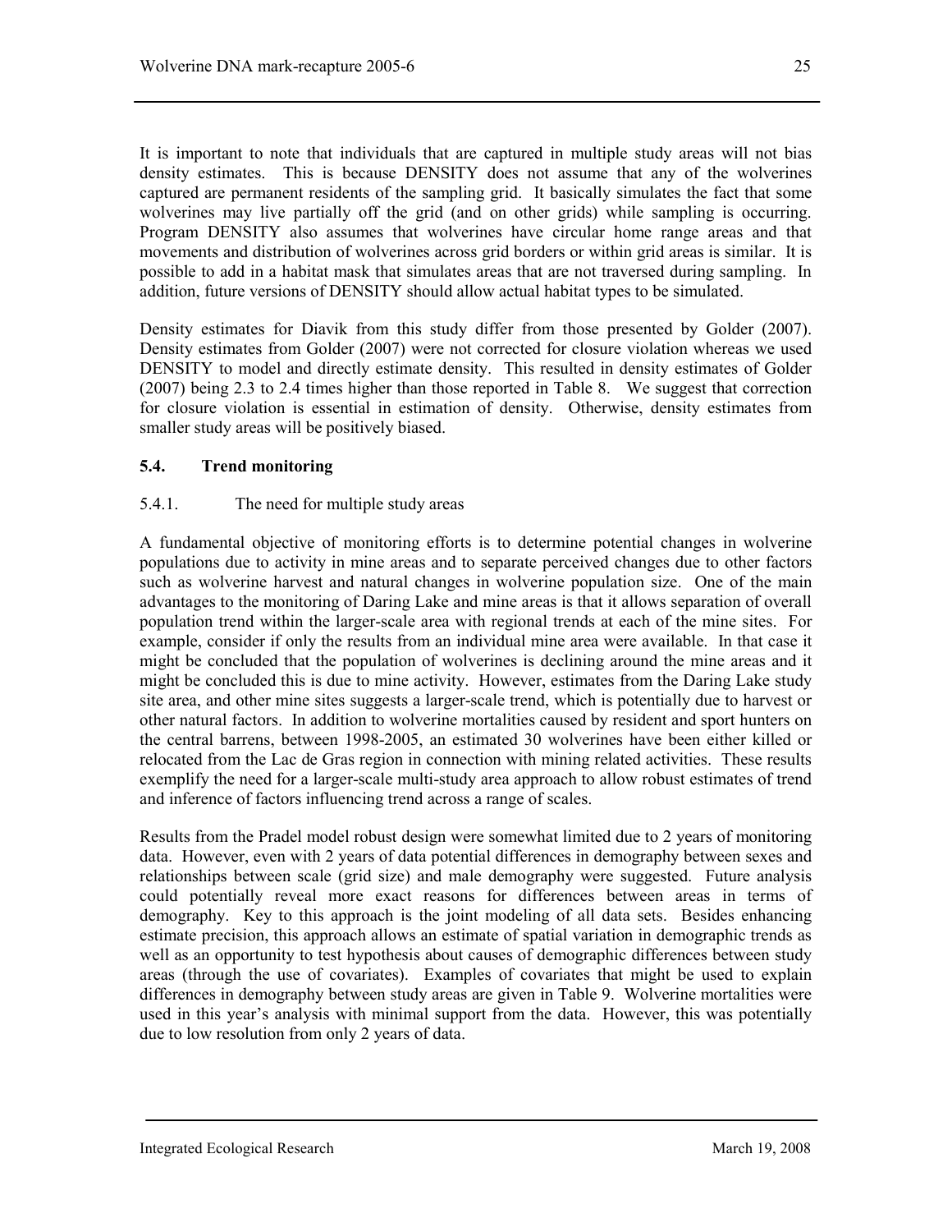It is important to note that individuals that are captured in multiple study areas will not bias density estimates. This is because DENSITY does not assume that any of the wolverines captured are permanent residents of the sampling grid. It basically simulates the fact that some wolverines may live partially off the grid (and on other grids) while sampling is occurring. Program DENSITY also assumes that wolverines have circular home range areas and that movements and distribution of wolverines across grid borders or within grid areas is similar. It is possible to add in a habitat mask that simulates areas that are not traversed during sampling. In addition, future versions of DENSITY should allow actual habitat types to be simulated.

Density estimates for Diavik from this study differ from those presented by Golder (2007). Density estimates from Golder (2007) were not corrected for closure violation whereas we used DENSITY to model and directly estimate density. This resulted in density estimates of Golder (2007) being 2.3 to 2.4 times higher than those reported in Table 8. We suggest that correction for closure violation is essential in estimation of density. Otherwise, density estimates from smaller study areas will be positively biased.

### 5.4. Trend monitoring

#### 5.4.1. The need for multiple study areas

A fundamental objective of monitoring efforts is to determine potential changes in wolverine populations due to activity in mine areas and to separate perceived changes due to other factors such as wolverine harvest and natural changes in wolverine population size. One of the main advantages to the monitoring of Daring Lake and mine areas is that it allows separation of overall population trend within the larger-scale area with regional trends at each of the mine sites. For example, consider if only the results from an individual mine area were available. In that case it might be concluded that the population of wolverines is declining around the mine areas and it might be concluded this is due to mine activity. However, estimates from the Daring Lake study site area, and other mine sites suggests a larger-scale trend, which is potentially due to harvest or other natural factors. In addition to wolverine mortalities caused by resident and sport hunters on the central barrens, between 1998-2005, an estimated 30 wolverines have been either killed or relocated from the Lac de Gras region in connection with mining related activities. These results exemplify the need for a larger-scale multi-study area approach to allow robust estimates of trend and inference of factors influencing trend across a range of scales.

Results from the Pradel model robust design were somewhat limited due to 2 years of monitoring data. However, even with 2 years of data potential differences in demography between sexes and relationships between scale (grid size) and male demography were suggested. Future analysis could potentially reveal more exact reasons for differences between areas in terms of demography. Key to this approach is the joint modeling of all data sets. Besides enhancing estimate precision, this approach allows an estimate of spatial variation in demographic trends as well as an opportunity to test hypothesis about causes of demographic differences between study areas (through the use of covariates). Examples of covariates that might be used to explain differences in demography between study areas are given in Table 9. Wolverine mortalities were used in this year's analysis with minimal support from the data. However, this was potentially due to low resolution from only 2 years of data.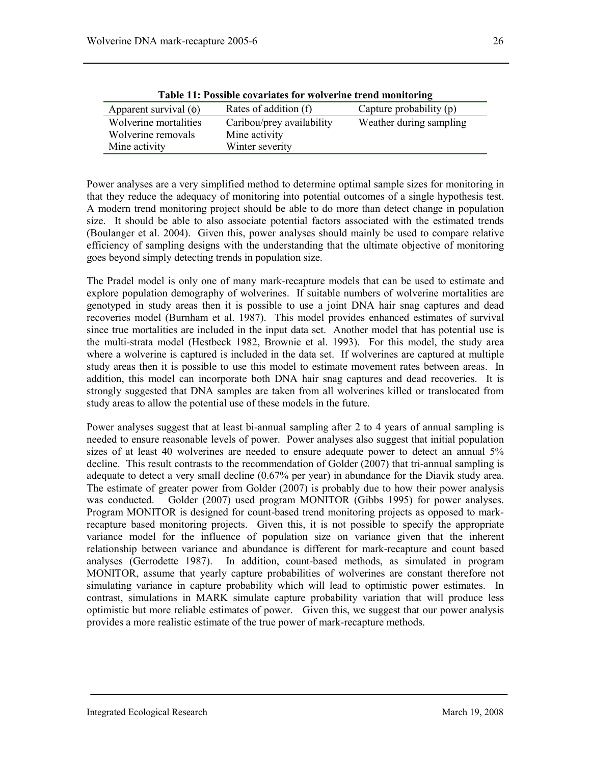**Table 11: Possible covariates for wolverine trend monitoring**

| Apparent survival ($\phi$) | Rates of addition (f) | Capture probability (p) |
|---|---|---|
| Wolverine mortalities | Caribou/prey availability | Weather during sampling |
| Wolverine removals | Mine activity | |
| Mine activity | Winter severity | |

Power analyses are a very simplified method to determine optimal sample sizes for monitoring in that they reduce the adequacy of monitoring into potential outcomes of a single hypothesis test. A modern trend monitoring project should be able to do more than detect change in population size. It should be able to also associate potential factors associated with the estimated trends (Boulanger et al. 2004). Given this, power analyses should mainly be used to compare relative efficiency of sampling designs with the understanding that the ultimate objective of monitoring goes beyond simply detecting trends in population size.

The Pradel model is only one of many mark-recapture models that can be used to estimate and explore population demography of wolverines. If suitable numbers of wolverine mortalities are genotyped in study areas then it is possible to use a joint DNA hair snag captures and dead recoveries model (Burnham et al. 1987). This model provides enhanced estimates of survival since true mortalities are included in the input data set. Another model that has potential use is the multi-strata model (Hestbeck 1982, Brownie et al. 1993). For this model, the study area where a wolverine is captured is included in the data set. If wolverines are captured at multiple study areas then it is possible to use this model to estimate movement rates between areas. In addition, this model can incorporate both DNA hair snag captures and dead recoveries. It is strongly suggested that DNA samples are taken from all wolverines killed or translocated from study areas to allow the potential use of these models in the future.

Power analyses suggest that at least bi-annual sampling after 2 to 4 years of annual sampling is needed to ensure reasonable levels of power. Power analyses also suggest that initial population sizes of at least 40 wolverines are needed to ensure adequate power to detect an annual 5% decline. This result contrasts to the recommendation of Golder (2007) that tri-annual sampling is adequate to detect a very small decline (0.67% per year) in abundance for the Diavik study area. The estimate of greater power from Golder (2007) is probably due to how their power analysis was conducted. Golder (2007) used program MONITOR (Gibbs 1995) for power analyses. Program MONITOR is designed for count-based trend monitoring projects as opposed to mark-recapture based monitoring projects. Given this, it is not possible to specify the appropriate variance model for the influence of population size on variance given that the inherent relationship between variance and abundance is different for mark-recapture and count based analyses (Gerrodette 1987). In addition, count-based methods, as simulated in program MONITOR, assume that yearly capture probabilities of wolverines are constant therefore not simulating variance in capture probability which will lead to optimistic power estimates. In contrast, simulations in MARK simulate capture probability variation that will produce less optimistic but more reliable estimates of power. Given this, we suggest that our power analysis provides a more realistic estimate of the true power of mark-recapture methods.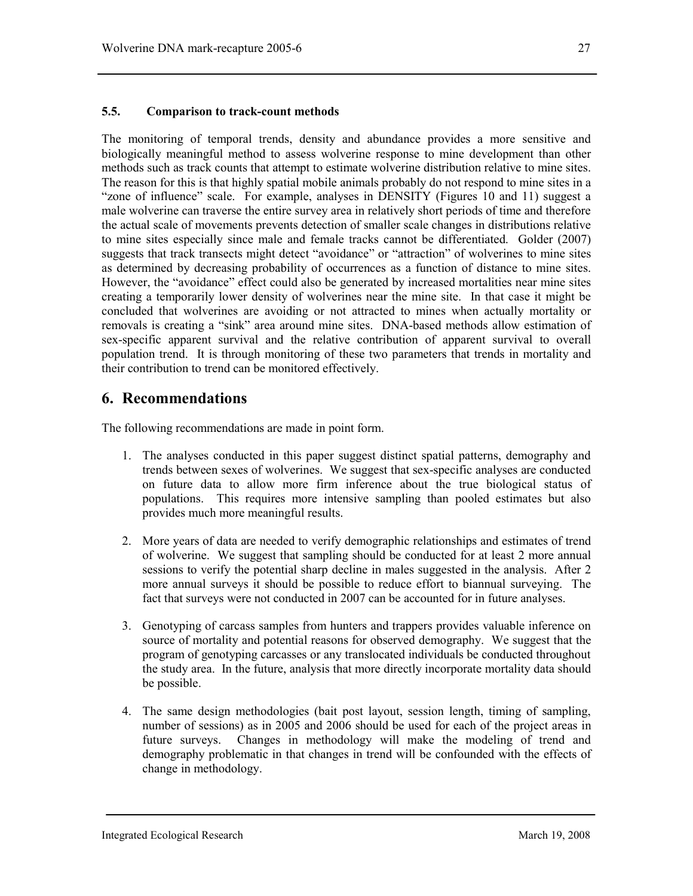### 5.5. Comparison to track-count methods

The monitoring of temporal trends, density and abundance provides a more sensitive and biologically meaningful method to assess wolverine response to mine development than other methods such as track counts that attempt to estimate wolverine distribution relative to mine sites. The reason for this is that highly spatial mobile animals probably do not respond to mine sites in a "zone of influence" scale. For example, analyses in DENSITY (Figures 10 and 11) suggest a male wolverine can traverse the entire survey area in relatively short periods of time and therefore the actual scale of movements prevents detection of smaller scale changes in distributions relative to mine sites especially since male and female tracks cannot be differentiated. Golder (2007) suggests that track transects might detect "avoidance" or "attraction" of wolverines to mine sites as determined by decreasing probability of occurrences as a function of distance to mine sites. However, the "avoidance" effect could also be generated by increased mortalities near mine sites creating a temporarily lower density of wolverines near the mine site. In that case it might be concluded that wolverines are avoiding or not attracted to mines when actually mortality or removals is creating a "sink" area around mine sites. DNA-based methods allow estimation of sex-specific apparent survival and the relative contribution of apparent survival to overall population trend. It is through monitoring of these two parameters that trends in mortality and their contribution to trend can be monitored effectively.

# 6. Recommendations

The following recommendations are made in point form.

1. The analyses conducted in this paper suggest distinct spatial patterns, demography and trends between sexes of wolverines. We suggest that sex-specific analyses are conducted on future data to allow more firm inference about the true biological status of populations. This requires more intensive sampling than pooled estimates but also provides much more meaningful results.

2. More years of data are needed to verify demographic relationships and estimates of trend of wolverine. We suggest that sampling should be conducted for at least 2 more annual sessions to verify the potential sharp decline in males suggested in the analysis. After 2 more annual surveys it should be possible to reduce effort to biannual surveying. The fact that surveys were not conducted in 2007 can be accounted for in future analyses.

3. Genotyping of carcass samples from hunters and trappers provides valuable inference on source of mortality and potential reasons for observed demography. We suggest that the program of genotyping carcasses or any translocated individuals be conducted throughout the study area. In the future, analysis that more directly incorporate mortality data should be possible.

4. The same design methodologies (bait post layout, session length, timing of sampling, number of sessions) as in 2005 and 2006 should be used for each of the project areas in future surveys. Changes in methodology will make the modeling of trend and demography problematic in that changes in trend will be confounded with the effects of change in methodology.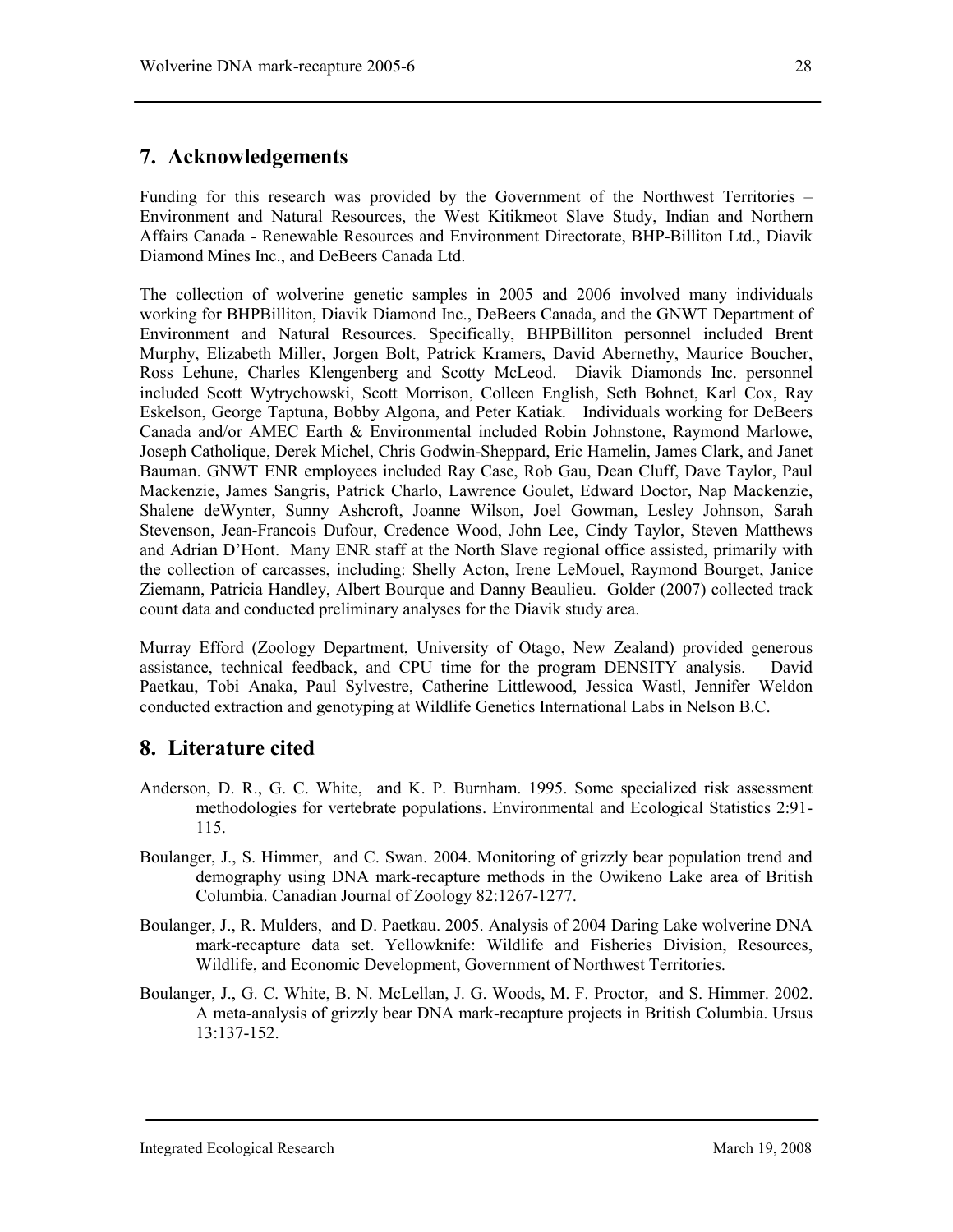## 7. Acknowledgements

Funding for this research was provided by the Government of the Northwest Territories – Environment and Natural Resources, the West Kitikmeot Slave Study, Indian and Northern Affairs Canada - Renewable Resources and Environment Directorate, BHP-Billiton Ltd., Diavik Diamond Mines Inc., and DeBeers Canada Ltd.

The collection of wolverine genetic samples in 2005 and 2006 involved many individuals working for BHPBilliton, Diavik Diamond Inc., DeBeers Canada, and the GNWT Department of Environment and Natural Resources. Specifically, BHPBilliton personnel included Brent Murphy, Elizabeth Miller, Jorgen Bolt, Patrick Kramers, David Abernethy, Maurice Boucher, Ross Lehune, Charles Klengenberg and Scotty McLeod. Diavik Diamonds Inc. personnel included Scott Wytrychowski, Scott Morrison, Colleen English, Seth Bohnet, Karl Cox, Ray Eskelson, George Taptuna, Bobby Algona, and Peter Katiak. Individuals working for DeBeers Canada and/or AMEC Earth & Environmental included Robin Johnstone, Raymond Marlowe, Joseph Catholique, Derek Michel, Chris Godwin-Sheppard, Eric Hamelin, James Clark, and Janet Bauman. GNWT ENR employees included Ray Case, Rob Gau, Dean Cluff, Dave Taylor, Paul Mackenzie, James Sangris, Patrick Charlo, Lawrence Goulet, Edward Doctor, Nap Mackenzie, Shalene deWynter, Sunny Ashcroft, Joanne Wilson, Joel Gowman, Lesley Johnson, Sarah Stevenson, Jean-Francois Dufour, Credence Wood, John Lee, Cindy Taylor, Steven Matthews and Adrian D'Hont. Many ENR staff at the North Slave regional office assisted, primarily with the collection of carcasses, including: Shelly Acton, Irene LeMouel, Raymond Bourget, Janice Ziemann, Patricia Handley, Albert Bourque and Danny Beaulieu. Golder (2007) collected track count data and conducted preliminary analyses for the Diavik study area.

Murray Efford (Zoology Department, University of Otago, New Zealand) provided generous assistance, technical feedback, and CPU time for the program DENSITY analysis. David Paetkau, Tobi Anaka, Paul Sylvestre, Catherine Littlewood, Jessica Wastl, Jennifer Weldon conducted extraction and genotyping at Wildlife Genetics International Labs in Nelson B.C.

## 8. Literature cited

Anderson, D. R., G. C. White, and K. P. Burnham. 1995. Some specialized risk assessment methodologies for vertebrate populations. Environmental and Ecological Statistics 2:91-115.

Boulanger, J., S. Himmer, and C. Swan. 2004. Monitoring of grizzly bear population trend and demography using DNA mark-recapture methods in the Owikeno Lake area of British Columbia. Canadian Journal of Zoology 82:1267-1277.

Boulanger, J., R. Mulders, and D. Paetkau. 2005. Analysis of 2004 Daring Lake wolverine DNA mark-recapture data set. Yellowknife: Wildlife and Fisheries Division, Resources, Wildlife, and Economic Development, Government of Northwest Territories.

Boulanger, J., G. C. White, B. N. McLellan, J. G. Woods, M. F. Proctor, and S. Himmer. 2002. A meta-analysis of grizzly bear DNA mark-recapture projects in British Columbia. Ursus 13:137-152.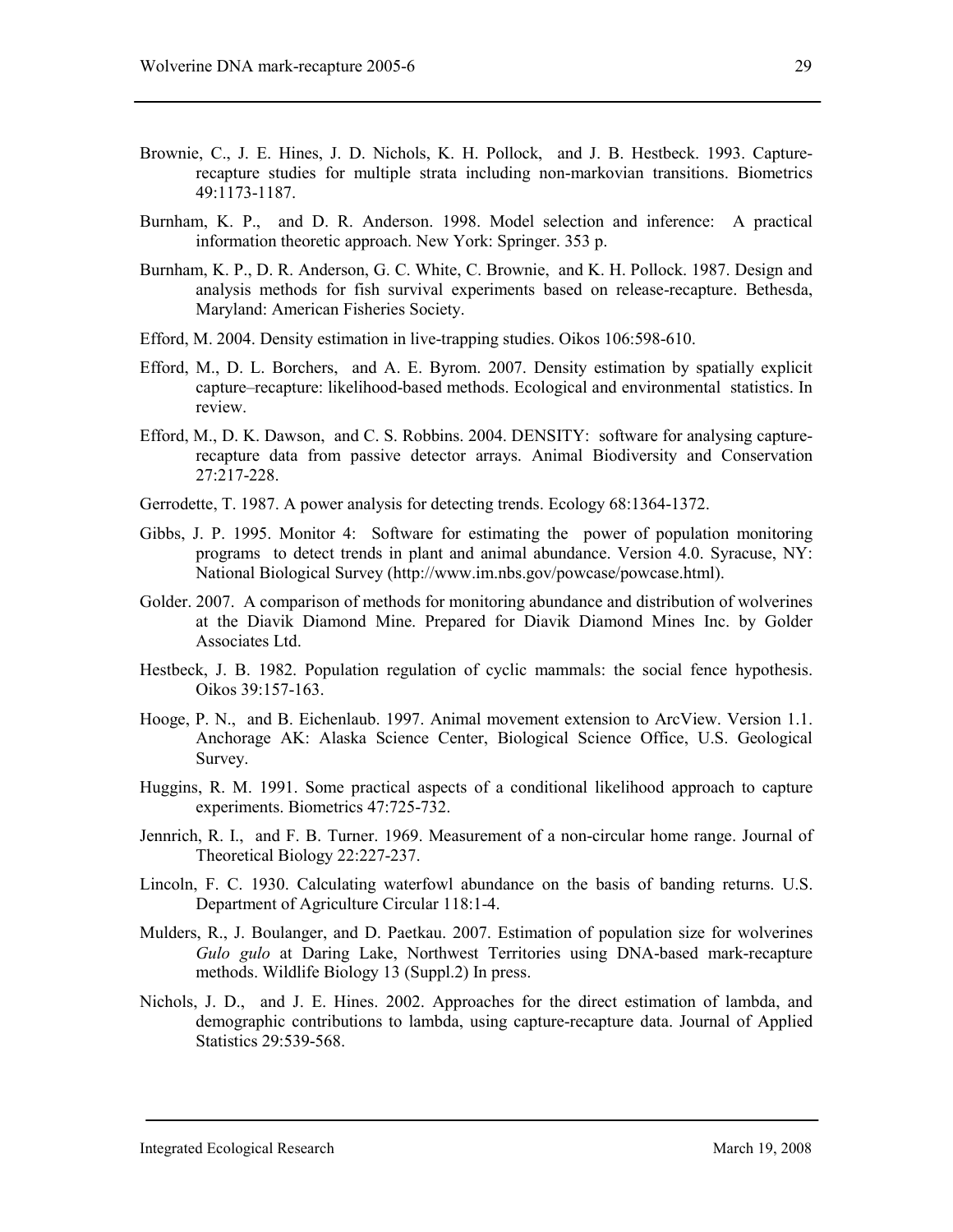Brownie, C., J. E. Hines, J. D. Nichols, K. H. Pollock, and J. B. Hestbeck. 1993. Capture-recapture studies for multiple strata including non-markovian transitions. Biometrics 49:1173-1187.

Burnham, K. P., and D. R. Anderson. 1998. Model selection and inference: A practical information theoretic approach. New York: Springer. 353 p.

Burnham, K. P., D. R. Anderson, G. C. White, C. Brownie, and K. H. Pollock. 1987. Design and analysis methods for fish survival experiments based on release-recapture. Bethesda, Maryland: American Fisheries Society.

Efford, M. 2004. Density estimation in live-trapping studies. Oikos 106:598-610.

Efford, M., D. L. Borchers, and A. E. Byrom. 2007. Density estimation by spatially explicit capture–recapture: likelihood-based methods. Ecological and environmental statistics. In review.

Efford, M., D. K. Dawson, and C. S. Robbins. 2004. DENSITY: software for analysing capture-recapture data from passive detector arrays. Animal Biodiversity and Conservation 27:217-228.

Gerrodette, T. 1987. A power analysis for detecting trends. Ecology 68:1364-1372.

Gibbs, J. P. 1995. Monitor 4: Software for estimating the power of population monitoring programs to detect trends in plant and animal abundance. Version 4.0. Syracuse, NY: National Biological Survey (http://www.im.nbs.gov/powcase/powcase.html).

Golder. 2007. A comparison of methods for monitoring abundance and distribution of wolverines at the Diavik Diamond Mine. Prepared for Diavik Diamond Mines Inc. by Golder Associates Ltd.

Hestbeck, J. B. 1982. Population regulation of cyclic mammals: the social fence hypothesis. Oikos 39:157-163.

Hooge, P. N., and B. Eichenlaub. 1997. Animal movement extension to ArcView. Version 1.1. Anchorage AK: Alaska Science Center, Biological Science Office, U.S. Geological Survey.

Huggins, R. M. 1991. Some practical aspects of a conditional likelihood approach to capture experiments. Biometrics 47:725-732.

Jennrich, R. I., and F. B. Turner. 1969. Measurement of a non-circular home range. Journal of Theoretical Biology 22:227-237.

Lincoln, F. C. 1930. Calculating waterfowl abundance on the basis of banding returns. U.S. Department of Agriculture Circular 118:1-4.

Mulders, R., J. Boulanger, and D. Paetkau. 2007. Estimation of population size for wolverines *Gulo gulo* at Daring Lake, Northwest Territories using DNA-based mark-recapture methods. Wildlife Biology 13 (Suppl.2) In press.

Nichols, J. D., and J. E. Hines. 2002. Approaches for the direct estimation of lambda, and demographic contributions to lambda, using capture-recapture data. Journal of Applied Statistics 29:539-568.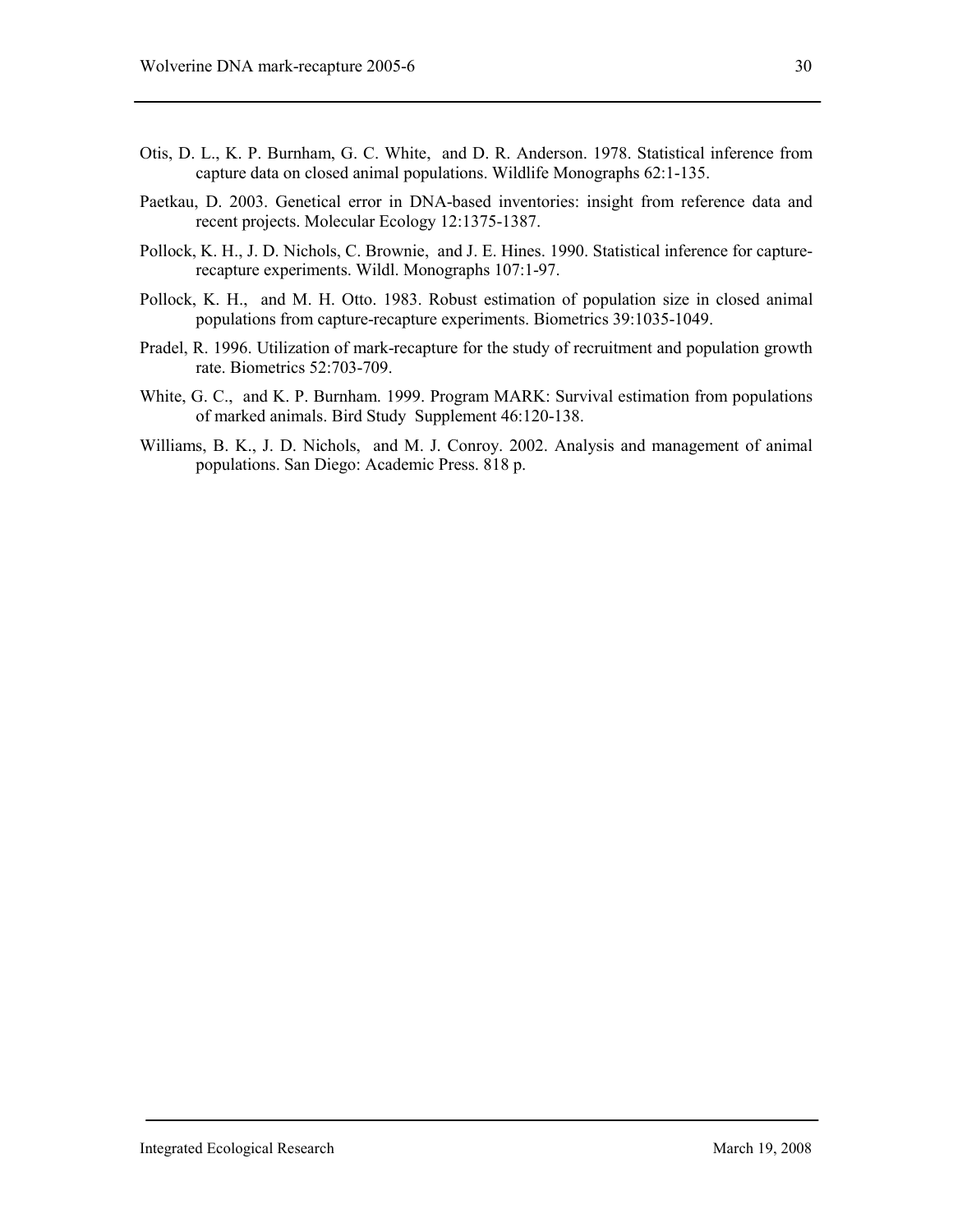Otis, D. L., K. P. Burnham, G. C. White, and D. R. Anderson. 1978. Statistical inference from capture data on closed animal populations. Wildlife Monographs 62:1-135.

Paetkau, D. 2003. Genetical error in DNA-based inventories: insight from reference data and recent projects. Molecular Ecology 12:1375-1387.

Pollock, K. H., J. D. Nichols, C. Brownie, and J. E. Hines. 1990. Statistical inference for capture-recapture experiments. Wildl. Monographs 107:1-97.

Pollock, K. H., and M. H. Otto. 1983. Robust estimation of population size in closed animal populations from capture-recapture experiments. Biometrics 39:1035-1049.

Pradel, R. 1996. Utilization of mark-recapture for the study of recruitment and population growth rate. Biometrics 52:703-709.

White, G. C., and K. P. Burnham. 1999. Program MARK: Survival estimation from populations of marked animals. Bird Study Supplement 46:120-138.

Williams, B. K., J. D. Nichols, and M. J. Conroy. 2002. Analysis and management of animal populations. San Diego: Academic Press. 818 p.